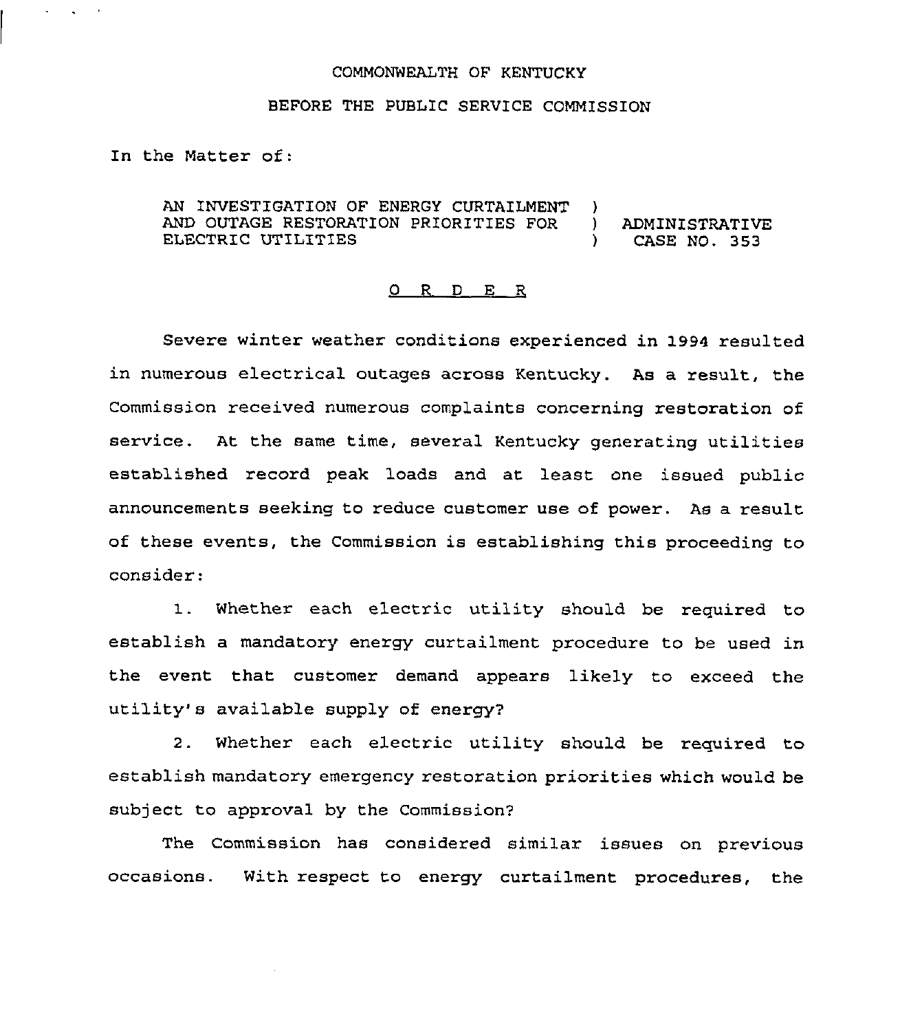COMMONWEALTH OF KENTUCKY

BEFORE THE PUBLIC SERVICE COMMISSION

In the Matter of:

AN INVESTIGATION OF ENERGY CURTAILMENT AND OUTAGE RESTORATION PRIORITIES FOR ELECTRIC UTILITIES ) ADMINISTRATIVE CASE NO. 353

## O R D E R

Severe winter weather conditions experienced in 1994 resulted in numerous electrical outages across Kentucky. As a result, the Commission received numerous complaints concerning restoration of service. At the same time, several Kentucky generating utilities established record peak loads and at least one issued public announcements seeking to reduce customer use of power. As a result of these events, the Commission is establishing this proceeding to consider:

1. Whether each electric utility should be required to establish a mandatory energy curtailment procedure to be used in the event that customer demand appears likely to exceed the utility's available supply of energy?

2. Whether each electric utility should be required to establish mandatory emergency restoration priorities which would be subject to approval by the Commission?

The Commission has considered similar issues on previous occasions. With respect to energy curtailment procedures, the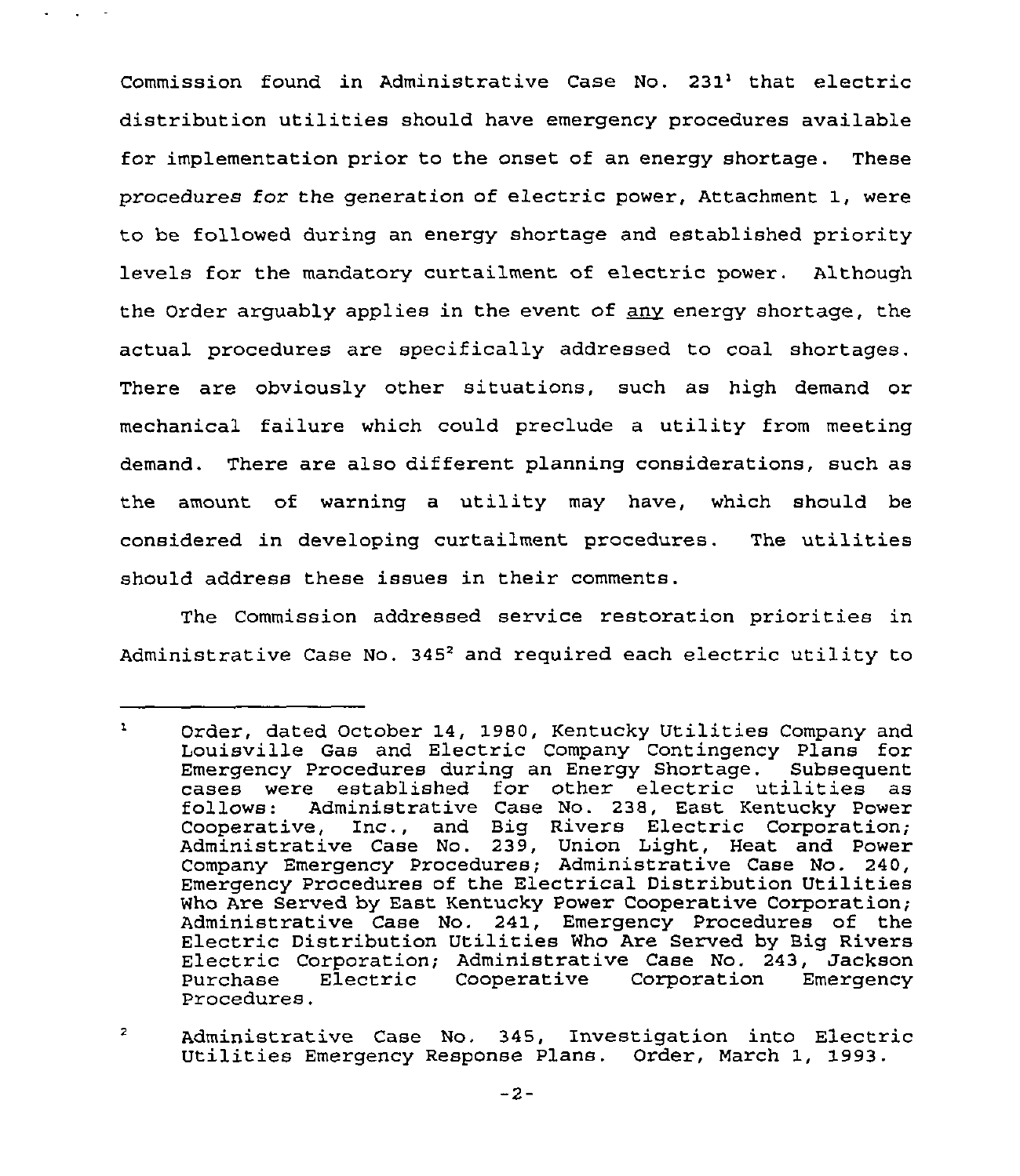Commission found in Administrative Case No. 231[1] that electric distribution utilities should have emergency procedures available for implementation prior to the onset of an energy shortage. These procedures for the generation of electric power, Attachment 1, were to be followed during an energy shortage and established priority levels for the mandatory curtailment of electric power. Although the Order arguably applies in the event of <u>any</u> energy shortage, the actual procedures are specifically addressed to coal shortages. There are obviously other situations, such as high demand or mechanical failure which could preclude a utility from meeting demand. There are also different planning considerations, such as the amount of warning a utility may have, which should be considered in developing curtailment procedures. The utilities should address these issues in their comments.

The Commission addressed service restoration priorities in Administrative Case No. 345[2] and required each electric utility to

---

[1] Order, dated October 14, 1980, Kentucky Utilities Company and Louisville Gas and Electric Company Contingency Plans for Emergency Procedures during an Energy Shortage. Subsequent cases were established for other electric utilities as follows: Administrative Case No. 238, East Kentucky Power Cooperative, Inc., and Big Rivers Electric Corporation; Administrative Case No. 239, Union Light, Heat and Power Company Emergency Procedures; Administrative Case No. 240, Emergency Procedures of the Electrical Distribution Utilities Who Are Served by East Kentucky Power Cooperative Corporation; Administrative Case No. 241, Emergency Procedures of the Electric Distribution Utilities Who Are Served by Big Rivers Electric Corporation; Administrative Case No. 243, Jackson Purchase Electric Cooperative Corporation Emergency Procedures.

[2] Administrative Case No. 345, Investigation into Electric Utilities Emergency Response Plans. Order, March 1, 1993.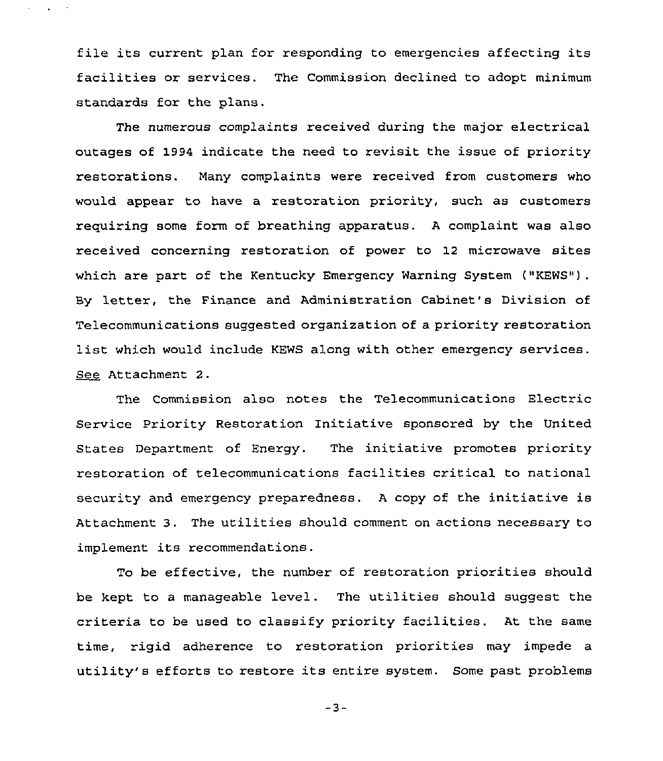file its current plan for responding to emergencies affecting its facilities or services. The Commission declined to adopt minimum standards for the plans.

The numerous complaints received during the major electrical outages of 1994 indicate the need to revisit the issue of priority restorations. Many complaints were received from customers who would appear to have a restoration priority, such as customers requiring some form of breathing apparatus. A complaint was also received concerning restoration of power to 12 microwave sites which are part of the Kentucky Emergency Warning System ("KEWS"). By letter, the Finance and Administration Cabinet's Division of Telecommunications suggested organization of a priority restoration list which would include KEWS along with other emergency services. See Attachment 2.

The Commission also notes the Telecommunications Electric Service Priority Restoration Initiative sponsored by the United States Department of Energy. The initiative promotes priority restoration of telecommunications facilities critical to national security and emergency preparedness. A copy of the initiative is Attachment 3. The utilities should comment on actions necessary to implement its recommendations.

To be effective, the number of restoration priorities should be kept to a manageable level. The utilities should suggest the criteria to be used to classify priority facilities. At the same time, rigid adherence to restoration priorities may impede a utility's efforts to restore its entire system. Some past problems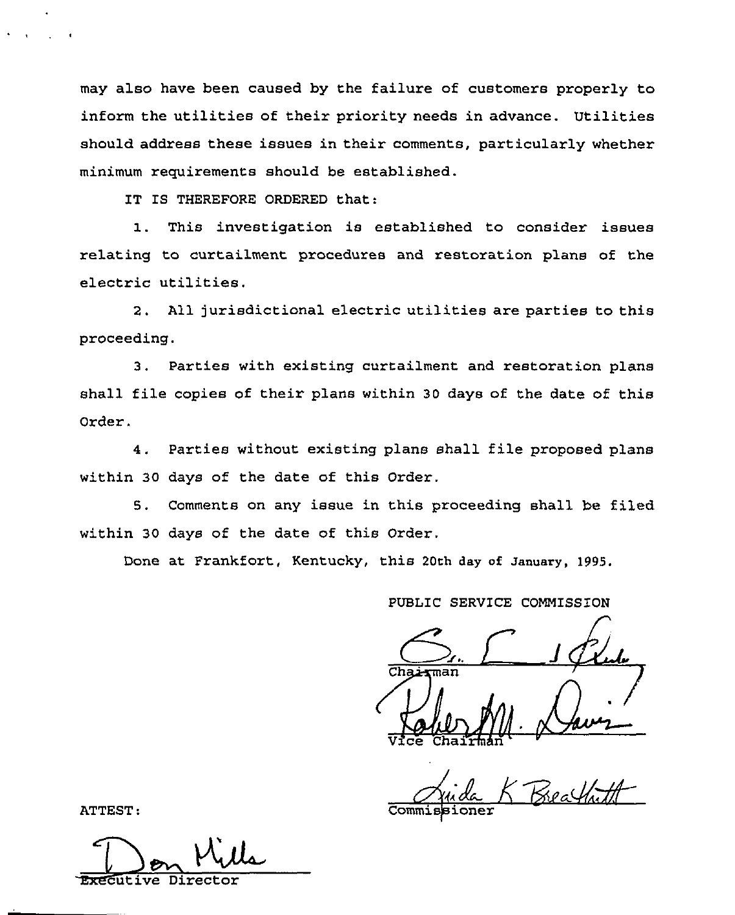may also have been caused by the failure of customers properly to inform the utilities of their priority needs in advance. Utilities should address these issues in their comments, particularly whether minimum requirements should be established.

IT IS THEREFORE ORDERED that:

1. This investigation is established to consider issues relating to curtailment procedures and restoration plans of the electric utilities.

2. All jurisdictional electric utilities are parties to this proceeding.

3. Parties with existing curtailment and restoration plans shall file copies of their plans within 30 days of the date of this Order.

4. Parties without existing plans shall file proposed plans within 30 days of the date of this Order.

5. Comments on any issue in this proceeding shall be filed within 30 days of the date of this Order.

Done at Frankfort, Kentucky, this 20th day of January, 1995.

PUBLIC SERVICE COMMISSION

Chairman

Vice Chairman

Commissioner

ATTEST:

Executive Director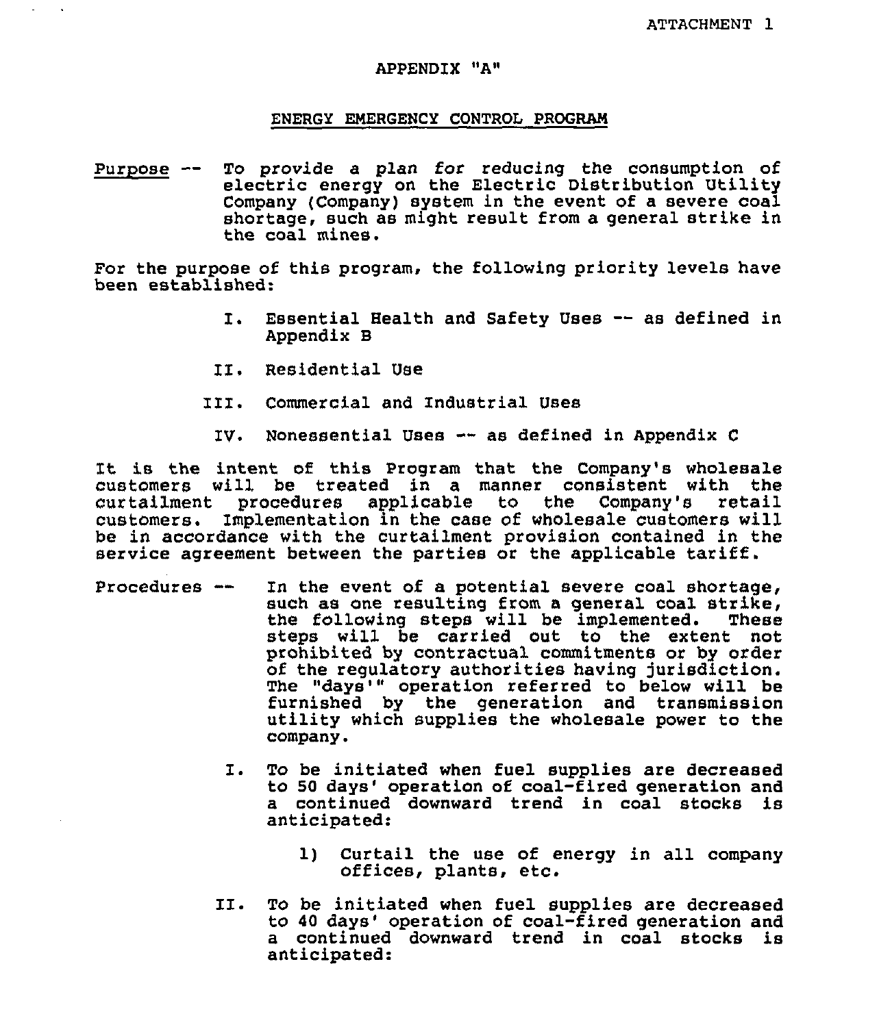ATTACHMENT 1

## APPENDIX "A"

### ENERGY EMERGENCY CONTROL PROGRAM

Purpose -- To provide a plan for reducing the consumption of electric energy on the Electric Distribution Utility Company (Company) system in the event of a severe coal shortage, such as might result from a general strike in the coal mines.

For the purpose of this program, the following priority levels have been established:

I. Essential Health and Safety Uses -- as defined in Appendix B

II. Residential Use

III. Commercial and Industrial Uses

IV. Nonessential Uses -- as defined in Appendix C

It is the intent of this Program that the Company's wholesale customers will be treated in a manner consistent with the curtailment procedures applicable to the Company's retail customers. Implementation in the case of wholesale customers will be in accordance with the curtailment provision contained in the service agreement between the parties or the applicable tariff.

Procedures -- In the event of a potential severe coal shortage, such as one resulting from a general coal strike, the following steps will be implemented. These steps will be carried out to the extent not prohibited by contractual commitments or by order of the regulatory authorities having jurisdiction. The "days'" operation referred to below will be furnished by the generation and transmission utility which supplies the wholesale power to the company.

I. To be initiated when fuel supplies are decreased to 50 days' operation of coal-fired generation and a continued downward trend in coal stocks is anticipated:

1) Curtail the use of energy in all company offices, plants, etc.

II. To be initiated when fuel supplies are decreased to 40 days' operation of coal-fired generation and a continued downward trend in coal stocks is anticipated: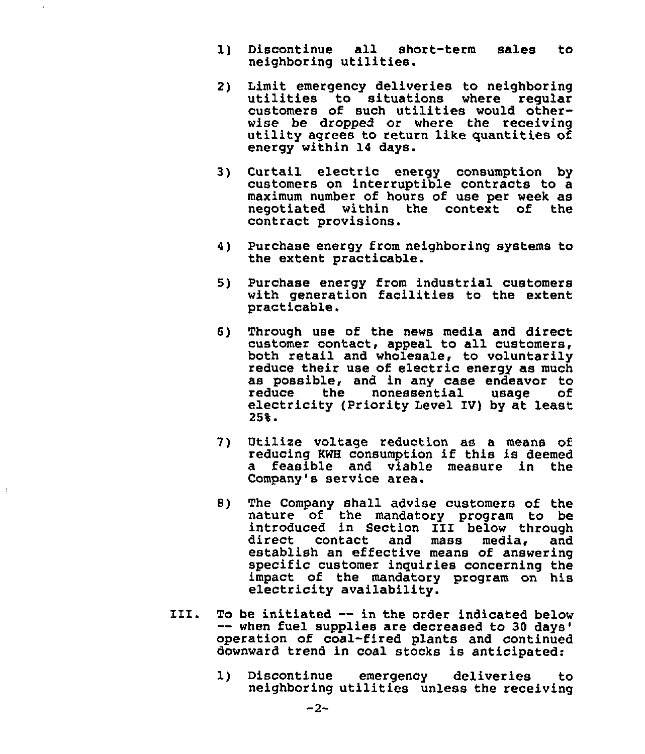1) Discontinue all short-term sales to neighboring utilities.

2) Limit emergency deliveries to neighboring utilities to situations where regular customers of such utilities would otherwise be dropped or where the receiving utility agrees to return like quantities of energy within 14 days.

3) Curtail electric energy consumption by customers on interruptible contracts to a maximum number of hours of use per week as negotiated within the context of the contract provisions.

4) Purchase energy from neighboring systems to the extent practicable.

5) Purchase energy from industrial customers with generation facilities to the extent practicable.

6) Through use of the news media and direct customer contact, appeal to all customers, both retail and wholesale, to voluntarily reduce their use of electric energy as much as possible, and in any case endeavor to reduce the nonessential usage of electricity (Priority Level IV) by at least 25%.

7) Utilize voltage reduction as a means of reducing KWH consumption if this is deemed a feasible and viable measure in the Company's service area.

8) The Company shall advise customers of the nature of the mandatory program to be introduced in Section III below through direct contact and mass media, and establish an effective means of answering specific customer inquiries concerning the impact of the mandatory program on his electricity availability.

III. To be initiated -- in the order indicated below -- when fuel supplies are decreased to 30 days' operation of coal-fired plants and continued downward trend in coal stocks is anticipated:

1) Discontinue emergency deliveries to neighboring utilities unless the receiving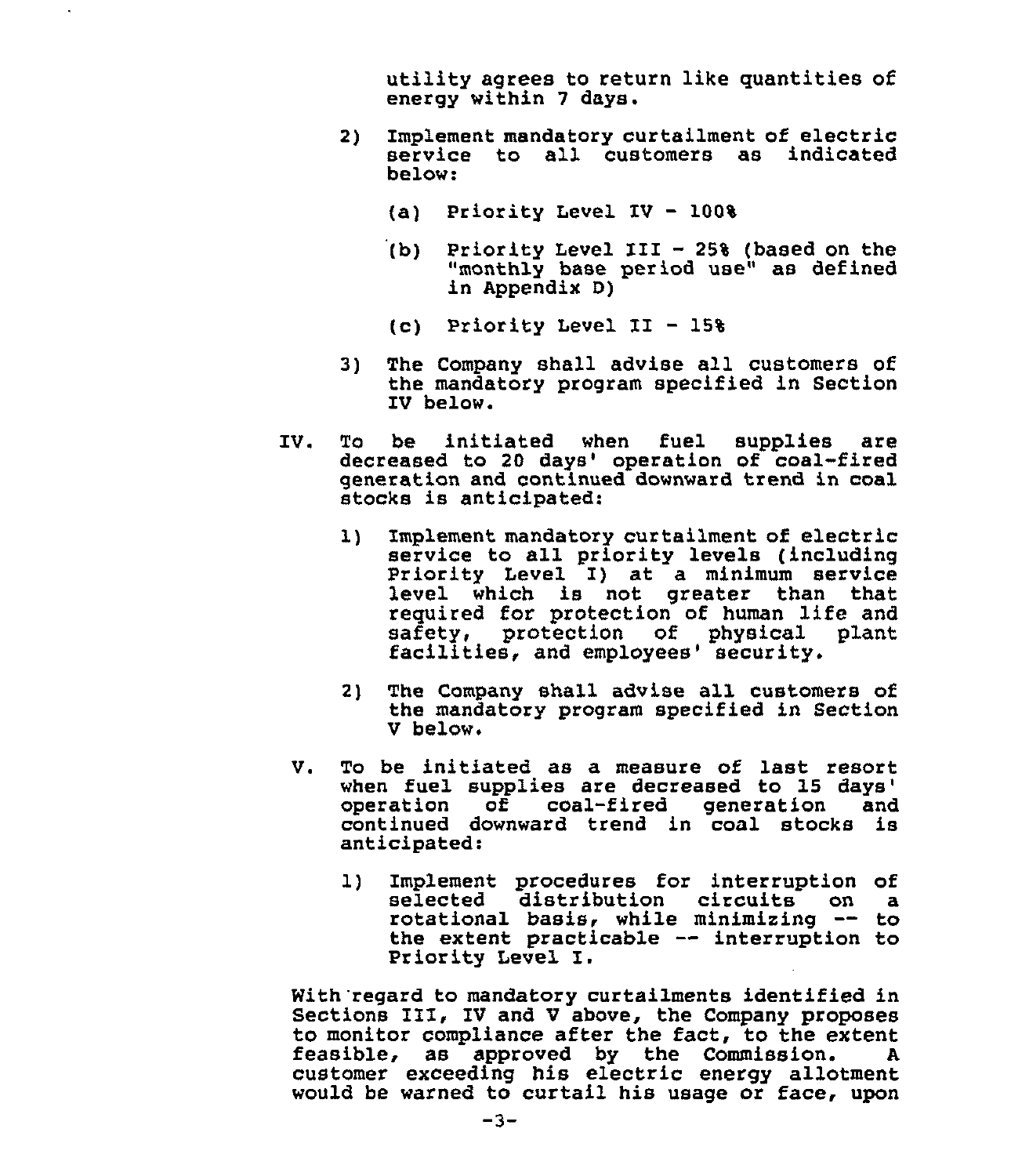utility agrees to return like quantities of energy within 7 days.

2) Implement mandatory curtailment of electric service to all customers as indicated below:

   (a) Priority Level IV - 100%

   (b) Priority Level III - 25% (based on the "monthly base period use" as defined in Appendix D)

   (c) Priority Level II - 15%

3) The Company shall advise all customers of the mandatory program specified in Section IV below.

IV. To be initiated when fuel supplies are decreased to 20 days' operation of coal-fired generation and continued downward trend in coal stocks is anticipated:

1) Implement mandatory curtailment of electric service to all priority levels (including Priority Level I) at a minimum service level which is not greater than that required for protection of human life and safety, protection of physical plant facilities, and employees' security.

2) The Company shall advise all customers of the mandatory program specified in Section V below.

V. To be initiated as a measure of last resort when fuel supplies are decreased to 15 days' operation of coal-fired generation and continued downward trend in coal stocks is anticipated:

1) Implement procedures for interruption of selected distribution circuits on a rotational basis, while minimizing -- to the extent practicable -- interruption to Priority Level I.

With regard to mandatory curtailments identified in Sections III, IV and V above, the Company proposes to monitor compliance after the fact, to the extent feasible, as approved by the Commission. A customer exceeding his electric energy allotment would be warned to curtail his usage or face, upon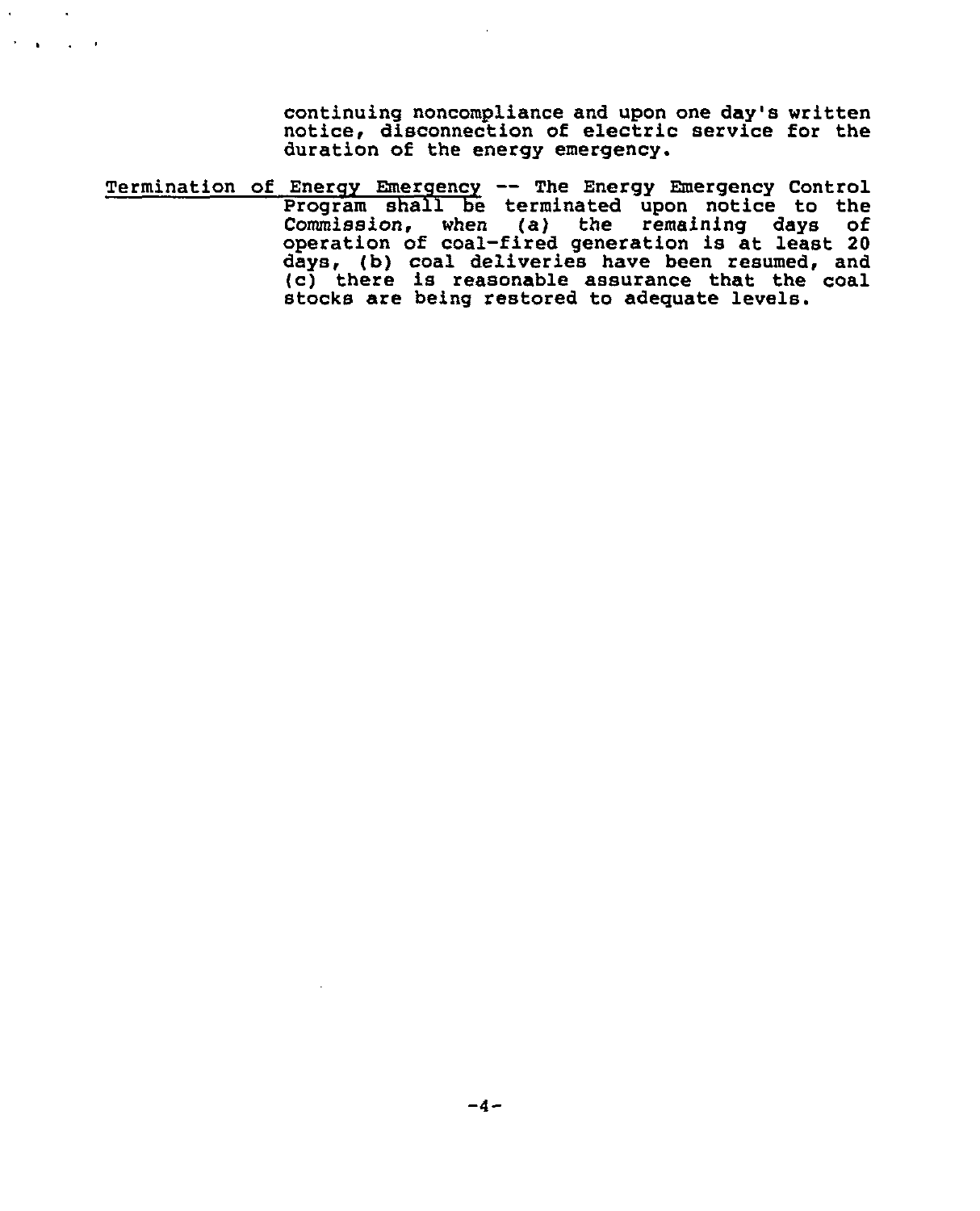continuing noncompliance and upon one day's written notice, disconnection of electric service for the duration of the energy emergency.

Termination of Energy Emergency -- The Energy Emergency Control Program shall be terminated upon notice to the Commission, when (a) the remaining days of operation of coal-fired generation is at least 20 days, (b) coal deliveries have been resumed, and (c) there is reasonable assurance that the coal stocks are being restored to adequate levels.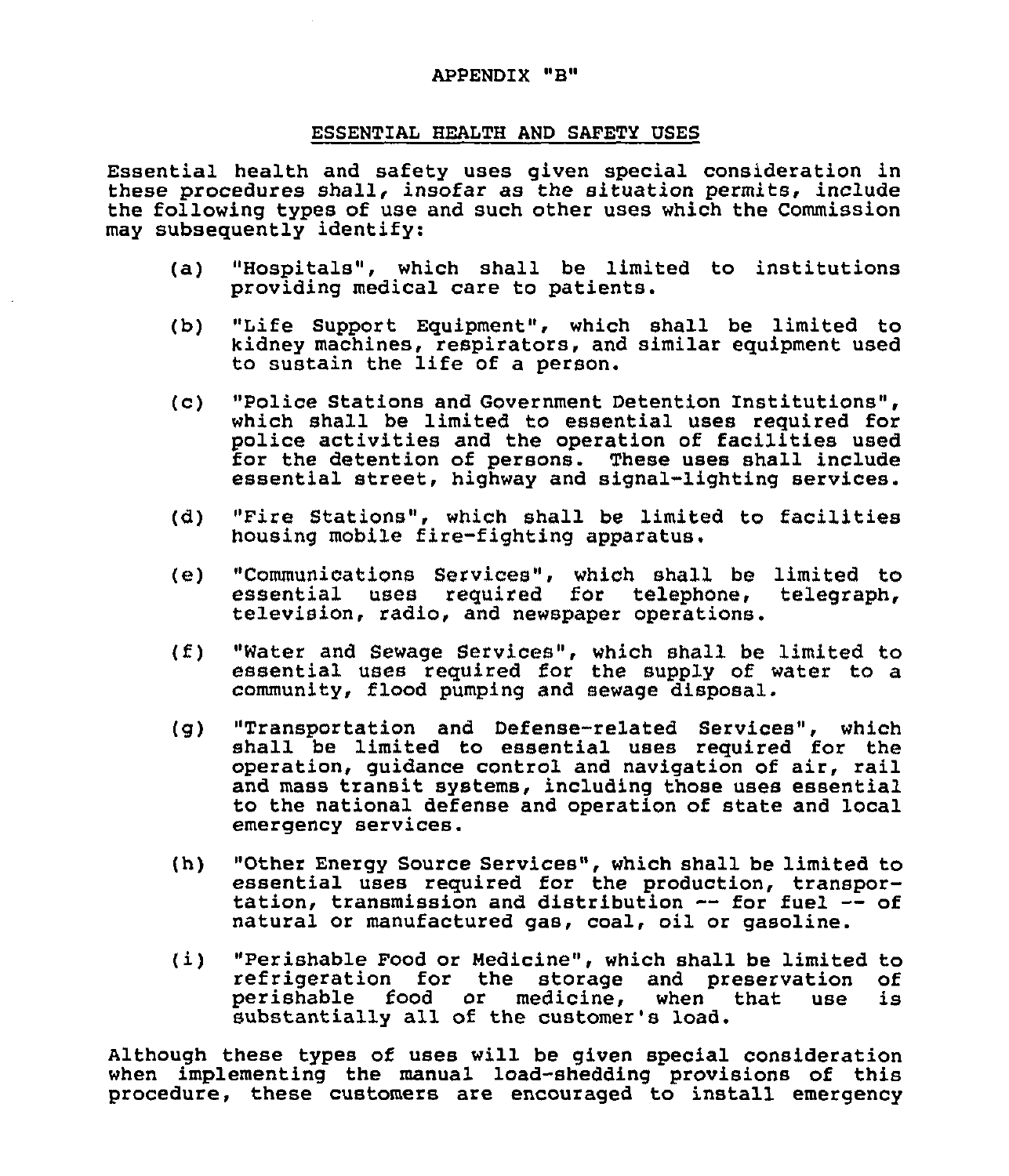# APPENDIX "B"

## ESSENTIAL HEALTH AND SAFETY USES

Essential health and safety uses given special consideration in these procedures shall, *insofar as the situation permits*, include the following types of use and such other uses which the Commission may subsequently identify:

(a) "Hospitals", which shall be limited to institutions providing medical care to patients.

(b) "Life Support Equipment", which shall be limited to kidney machines, respirators, and similar equipment used to sustain the life of a person.

(c) "Police Stations and Government Detention Institutions", which shall be limited to essential uses required for police activities and the operation of facilities used for the detention of persons. These uses shall include essential street, highway and signal-lighting services.

(d) "Fire Stations", which shall be limited to facilities housing mobile fire-fighting apparatus.

(e) "Communications Services", which shall be limited to essential uses required for telephone, telegraph, television, radio, and newspaper operations.

(f) "Water and Sewage Services", which shall be limited to essential uses required for the supply of water to a community, flood pumping and sewage disposal.

(g) "Transportation and Defense-related Services", which shall be limited to essential uses required for the operation, guidance control and navigation of air, rail and mass transit systems, including those uses essential to the national defense and operation of state and local emergency services.

(h) "Other Energy Source Services", which shall be limited to essential uses required for the production, transportation, transmission and distribution -- for fuel -- of natural or manufactured gas, coal, oil or gasoline.

(i) "Perishable Food or Medicine", which shall be limited to refrigeration for the storage and preservation of perishable food or medicine, when that use is substantially all of the customer's load.

Although these types of uses will be given special consideration when implementing the manual load-shedding provisions of this procedure, these customers are encouraged to install emergency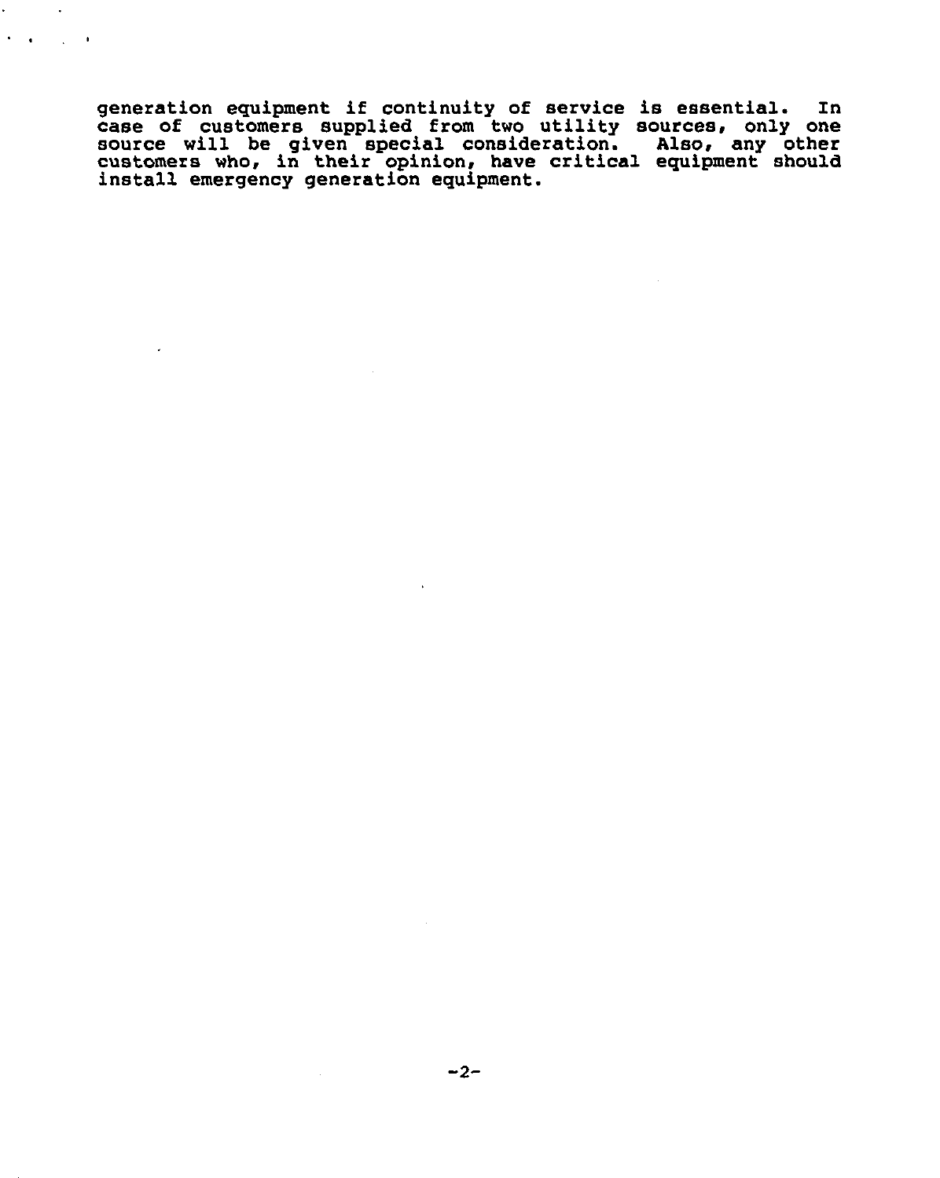generation equipment if continuity of service is essential. In case of customers supplied from two utility sources, only one source will be given special consideration. Also, any other customers who, in their opinion, have critical equipment should install emergency generation equipment.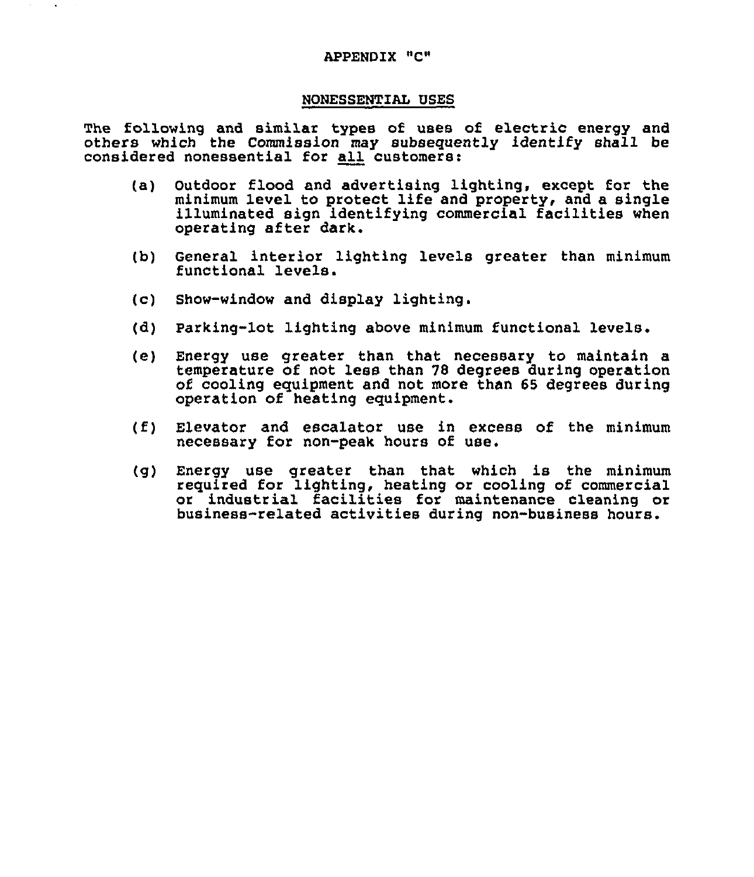# APPENDIX "C"

## NONESSENTIAL USES

The following and similar types of uses of electric energy and others which the Commission may subsequently identify shall be considered nonessential for all customers:

(a) Outdoor flood and advertising lighting, except for the minimum level to protect life and property, and a single illuminated sign identifying commercial facilities when operating after dark.

(b) General interior lighting levels greater than minimum functional levels.

(c) Show-window and display lighting.

(d) Parking-lot lighting above minimum functional levels.

(e) Energy use greater than that necessary to maintain a temperature of not less than 78 degrees during operation of cooling equipment and not more than 65 degrees during operation of heating equipment.

(f) Elevator and escalator use in excess of the minimum necessary for non-peak hours of use.

(g) Energy use greater than that which is the minimum required for lighting, heating or cooling of commercial or industrial facilities for maintenance cleaning or business-related activities during non-business hours.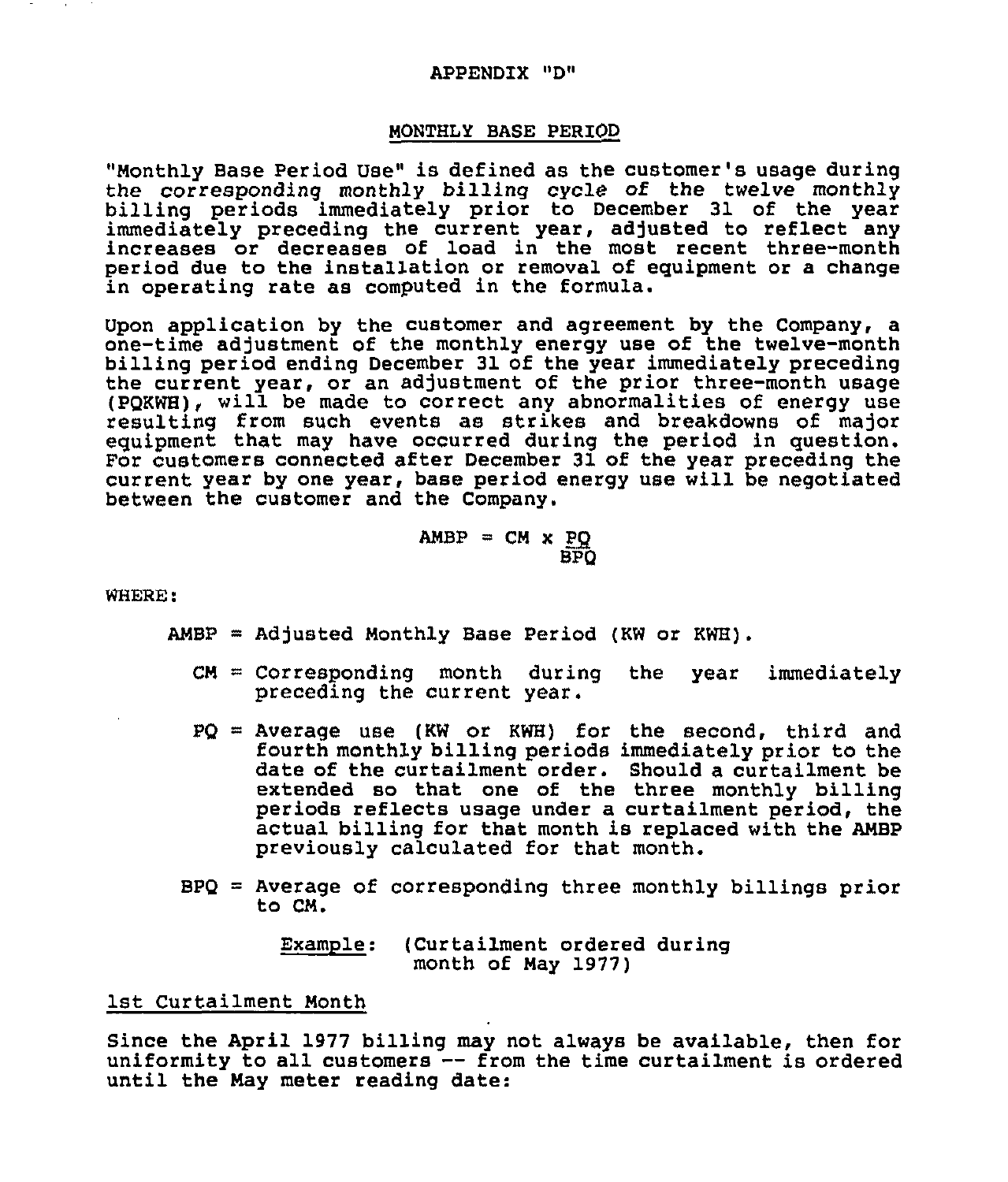## APPENDIX "D"

### MONTHLY BASE PERIOD

"Monthly Base Period Use" is defined as the customer's usage during the corresponding monthly billing cycle of the twelve monthly billing periods immediately prior to December 31 of the year immediately preceding the current year, adjusted to reflect any increases or decreases of load in the most recent three-month period due to the installation or removal of equipment or a change in operating rate as computed in the formula.

Upon application by the customer and agreement by the Company, a one-time adjustment of the monthly energy use of the twelve-month billing period ending December 31 of the year immediately preceding the current year, or an adjustment of the prior three-month usage (PQKWH), will be made to correct any abnormalities of energy use resulting from such events as strikes and breakdowns of major equipment that may have occurred during the period in question. For customers connected after December 31 of the year preceding the current year by one year, base period energy use will be negotiated between the customer and the Company.

$$AMBP = CM \times \frac{PQ}{BPQ}$$

WHERE:

AMBP = Adjusted Monthly Base Period (KW or KWH).

CM = Corresponding month during the year immediately preceding the current year.

PQ = Average use (KW or KWH) for the second, third and fourth monthly billing periods immediately prior to the date of the curtailment order. Should a curtailment be extended so that one of the three monthly billing periods reflects usage under a curtailment period, the actual billing for that month is replaced with the AMBP previously calculated for that month.

BPQ = Average of corresponding three monthly billings prior to CM.

<u>Example</u>: (Curtailment ordered during month of May 1977)

<u>1st Curtailment Month</u>

Since the April 1977 billing may not always be available, then for uniformity to all customers -- from the time curtailment is ordered until the May meter reading date: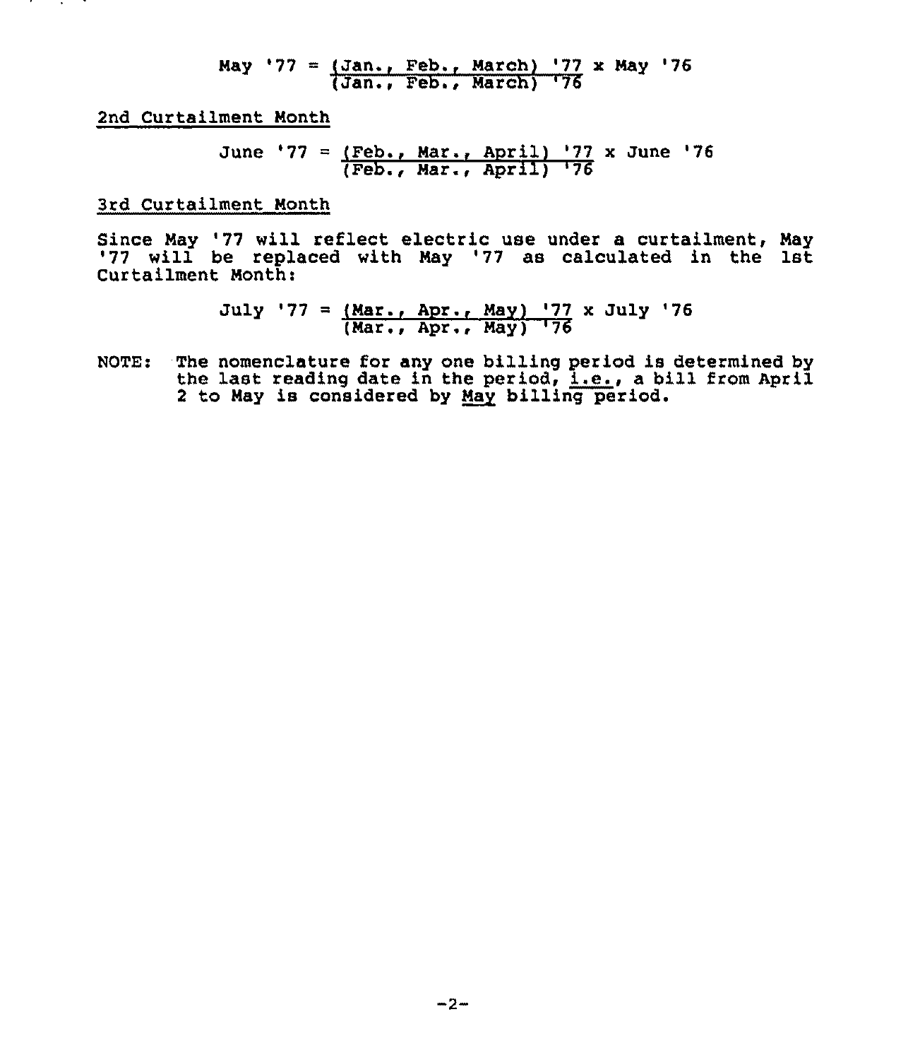$$\text{May '77} = \frac{\text{(Jan., Feb., March) '77}}{\text{(Jan., Feb., March) '76}} \times \text{May '76}$$

2nd Curtailment Month

$$\text{June '77} = \frac{\text{(Feb., Mar., April) '77}}{\text{(Feb., Mar., April) '76}} \times \text{June '76}$$

3rd Curtailment Month

Since May '77 will reflect electric use under a curtailment, May '77 will be replaced with May '77 as calculated in the 1st Curtailment Month:

$$\text{July '77} = \frac{\text{(Mar., Apr., May) '77}}{\text{(Mar., Apr., May) '76}} \times \text{July '76}$$

NOTE: The nomenclature for any one billing period is determined by the last reading date in the period, i.e., a bill from April 2 to May is considered by May billing period.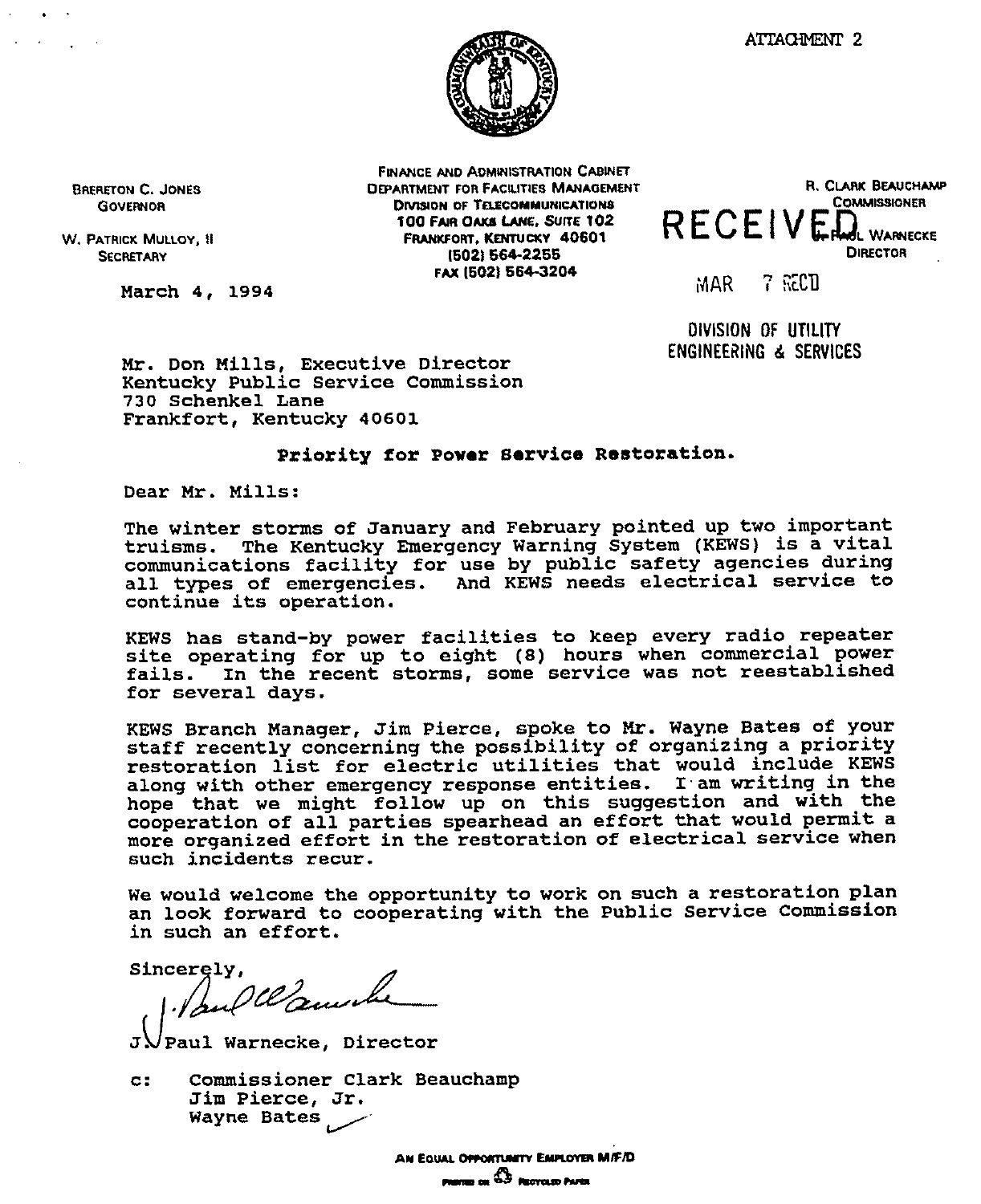ATTACHMENT 2

FINANCE AND ADMINISTRATION CABINET
DEPARTMENT FOR FACILITIES MANAGEMENT
DIVISION OF TELECOMMUNICATIONS
100 FAIR OAKS LANE, SUITE 102
FRANKFORT, KENTUCKY 40601
(502) 564-2255
FAX (502) 564-3204

BRERETON C. JONES
GOVERNOR

W. PATRICK MULLOY, II
SECRETARY

R. CLARK BEAUCHAMP
COMMISSIONER

J. PAUL WARNECKE
DIRECTOR

RECEIVED

MAR 7 RECD

DIVISION OF UTILITY
ENGINEERING & SERVICES

March 4, 1994

Mr. Don Mills, Executive Director
Kentucky Public Service Commission
730 Schenkel Lane
Frankfort, Kentucky 40601

**Priority for Power Service Restoration.**

Dear Mr. Mills:

The winter storms of January and February pointed up two important truisms. The Kentucky Emergency Warning System (KEWS) is a vital communications facility for use by public safety agencies during all types of emergencies. And KEWS needs electrical service to continue its operation.

KEWS has stand-by power facilities to keep every radio repeater site operating for up to eight (8) hours when commercial power fails. In the recent storms, some service was not reestablished for several days.

KEWS Branch Manager, Jim Pierce, spoke to Mr. Wayne Bates of your staff recently concerning the possibility of organizing a priority restoration list for electric utilities that would include KEWS along with other emergency response entities. I am writing in the hope that we might follow up on this suggestion and with the cooperation of all parties spearhead an effort that would permit a more organized effort in the restoration of electrical service when such incidents recur.

We would welcome the opportunity to work on such a restoration plan an look forward to cooperating with the Public Service Commission in such an effort.

Sincerely,

J. Paul Warnecke, Director

c: Commissioner Clark Beauchamp
Jim Pierce, Jr.
Wayne Bates

AN EQUAL OPPORTUNITY EMPLOYER M/F/D

PRINTED ON RECYCLED PAPER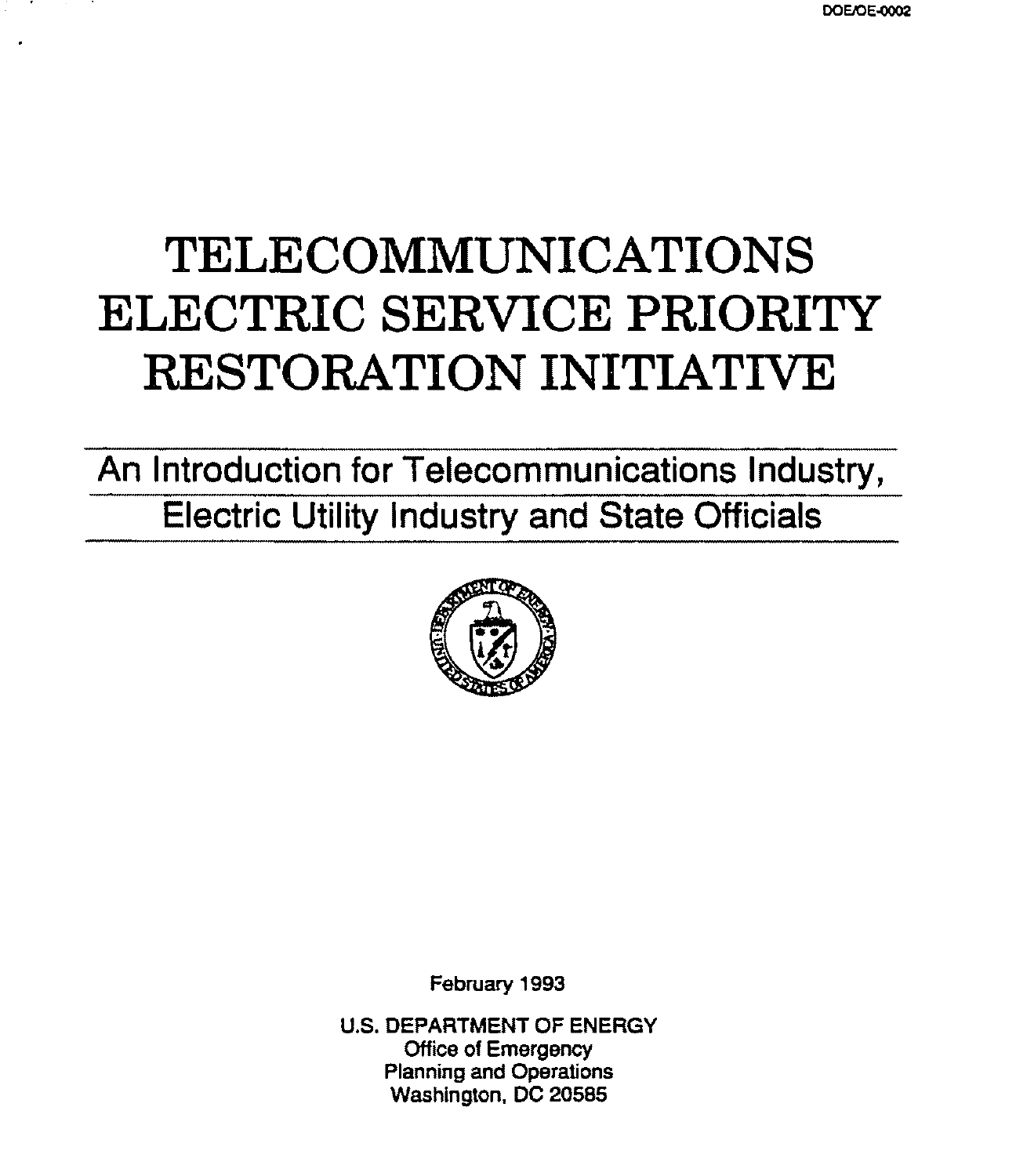DOE/OE-0002

# TELECOMMUNICATIONS ELECTRIC SERVICE PRIORITY RESTORATION INITIATIVE

## An Introduction for Telecommunications Industry, Electric Utility Industry and State Officials

February 1993

U.S. DEPARTMENT OF ENERGY
Office of Emergency
Planning and Operations
Washington, DC 20585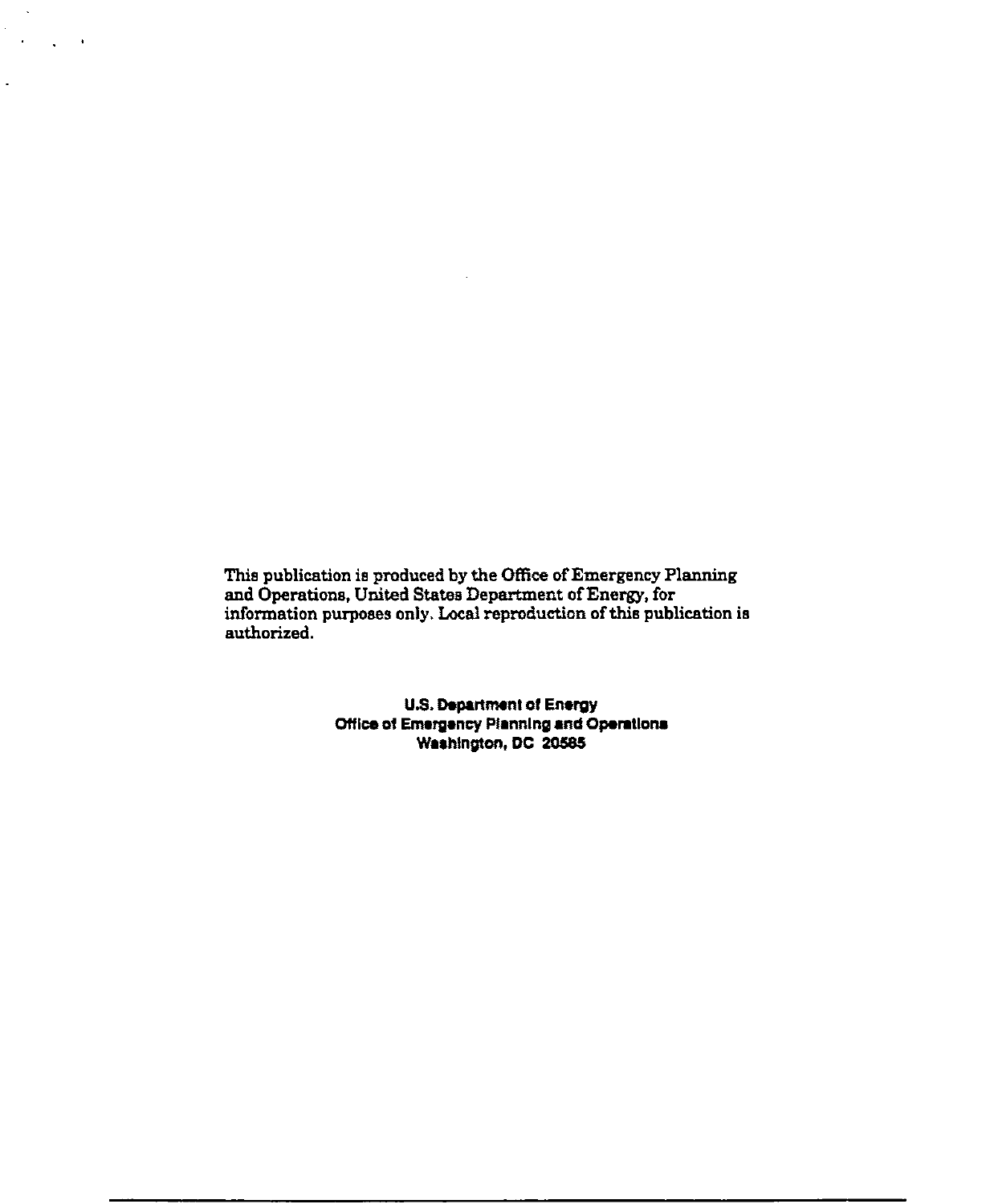This publication is produced by the Office of Emergency Planning and Operations, United States Department of Energy, for information purposes only. Local reproduction of this publication is authorized.

**U.S. Department of Energy**
**Office of Emergency Planning and Operations**
**Washington, DC 20585**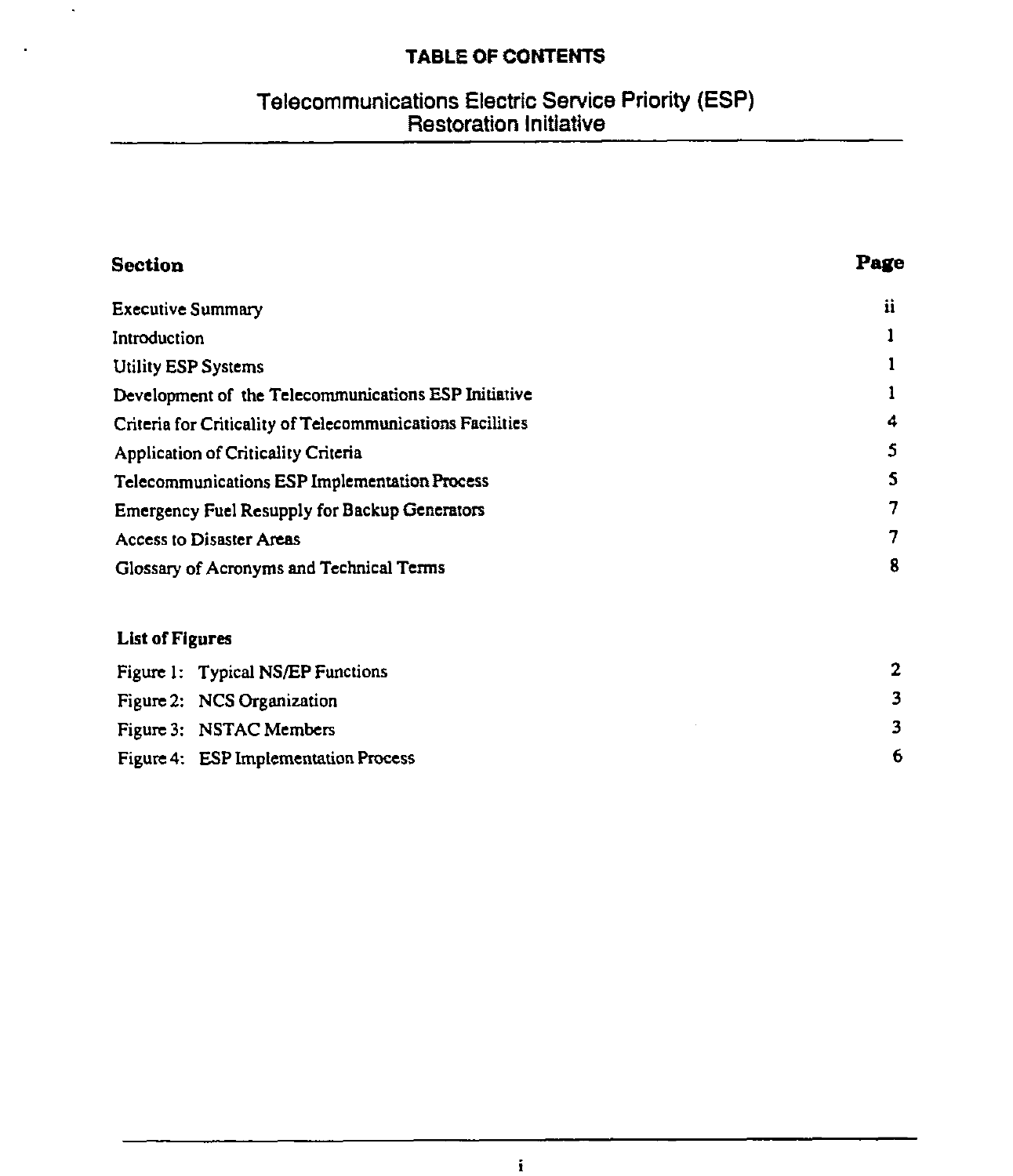# TABLE OF CONTENTS

## Telecommunications Electric Service Priority (ESP) Restoration Initiative

| Section | Page |
|---|---|
| Executive Summary | ii |
| Introduction | 1 |
| Utility ESP Systems | 1 |
| Development of the Telecommunications ESP Initiative | 1 |
| Criteria for Criticality of Telecommunications Facilities | 4 |
| Application of Criticality Criteria | 5 |
| Telecommunications ESP Implementation Process | 5 |
| Emergency Fuel Resupply for Backup Generators | 7 |
| Access to Disaster Areas | 7 |
| Glossary of Acronyms and Technical Terms | 8 |

**List of Figures**

| | |
|---|---|
| Figure 1: Typical NS/EP Functions | 2 |
| Figure 2: NCS Organization | 3 |
| Figure 3: NSTAC Members | 3 |
| Figure 4: ESP Implementation Process | 6 |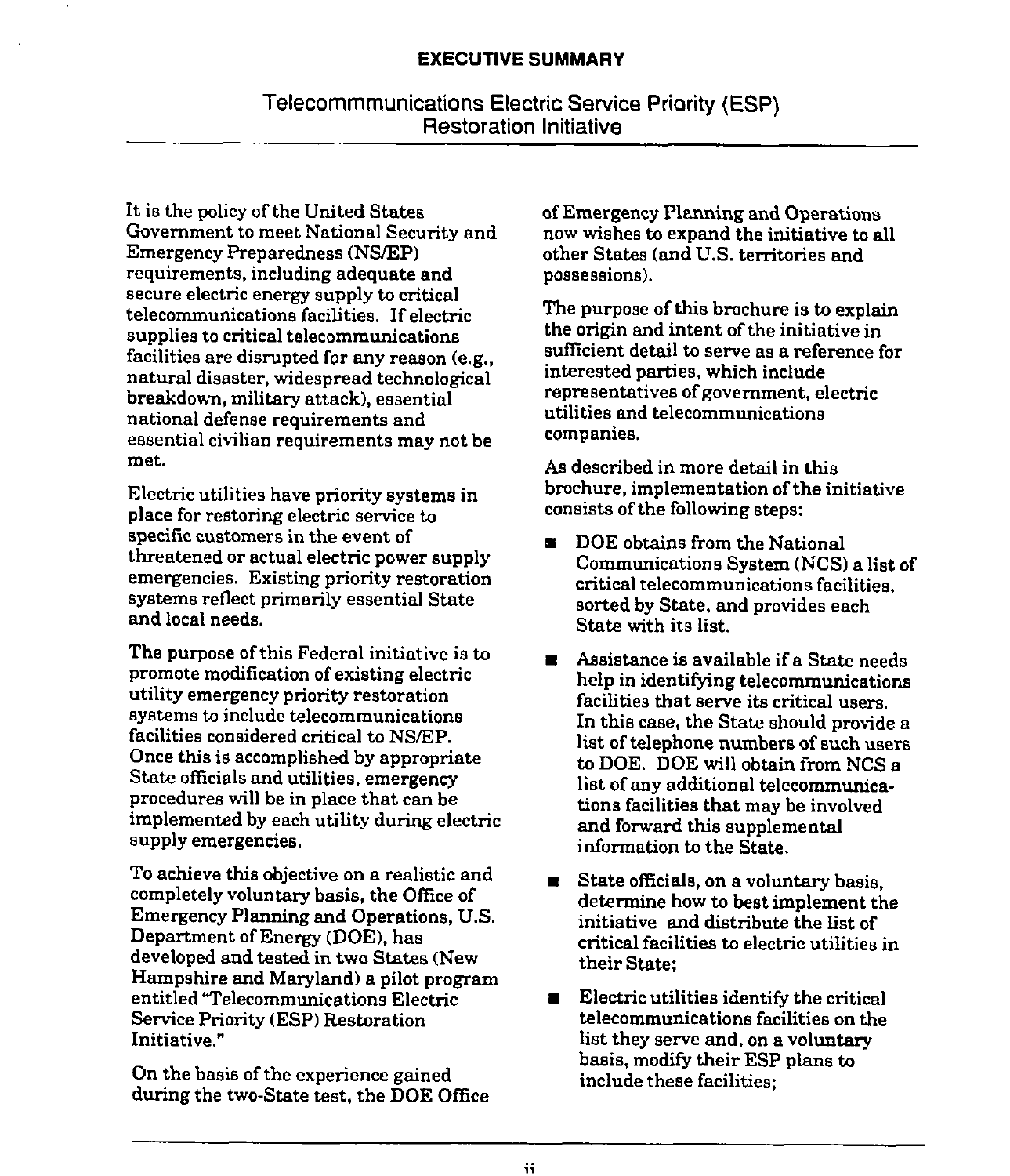## EXECUTIVE SUMMARY

### Telecommmunications Electric Service Priority (ESP) Restoration Initiative

It is the policy of the United States Government to meet National Security and Emergency Preparedness (NS/EP) requirements, including adequate and secure electric energy supply to critical telecommunications facilities. If electric supplies to critical telecommunications facilities are disrupted for any reason (e.g., natural disaster, widespread technological breakdown, military attack), essential national defense requirements and essential civilian requirements may not be met.

Electric utilities have priority systems in place for restoring electric service to specific customers in the event of threatened or actual electric power supply emergencies. Existing priority restoration systems reflect primarily essential State and local needs.

The purpose of this Federal initiative is to promote modification of existing electric utility emergency priority restoration systems to include telecommunications facilities considered critical to NS/EP. Once this is accomplished by appropriate State officials and utilities, emergency procedures will be in place that can be implemented by each utility during electric supply emergencies.

To achieve this objective on a realistic and completely voluntary basis, the Office of Emergency Planning and Operations, U.S. Department of Energy (DOE), has developed and tested in two States (New Hampshire and Maryland) a pilot program entitled "Telecommunications Electric Service Priority (ESP) Restoration Initiative."

On the basis of the experience gained during the two-State test, the DOE Office of Emergency Planning and Operations now wishes to expand the initiative to all other States (and U.S. territories and possessions).

The purpose of this brochure is to explain the origin and intent of the initiative in sufficient detail to serve as a reference for interested parties, which include representatives of government, electric utilities and telecommunications companies.

As described in more detail in this brochure, implementation of the initiative consists of the following steps:

- DOE obtains from the National Communications System (NCS) a list of critical telecommunications facilities, sorted by State, and provides each State with its list.
- Assistance is available if a State needs help in identifying telecommunications facilities that serve its critical users. In this case, the State should provide a list of telephone numbers of such users to DOE. DOE will obtain from NCS a list of any additional telecommunications facilities that may be involved and forward this supplemental information to the State.
- State officials, on a voluntary basis, determine how to best implement the initiative and distribute the list of critical facilities to electric utilities in their State;
- Electric utilities identify the critical telecommunications facilities on the list they serve and, on a voluntary basis, modify their ESP plans to include these facilities;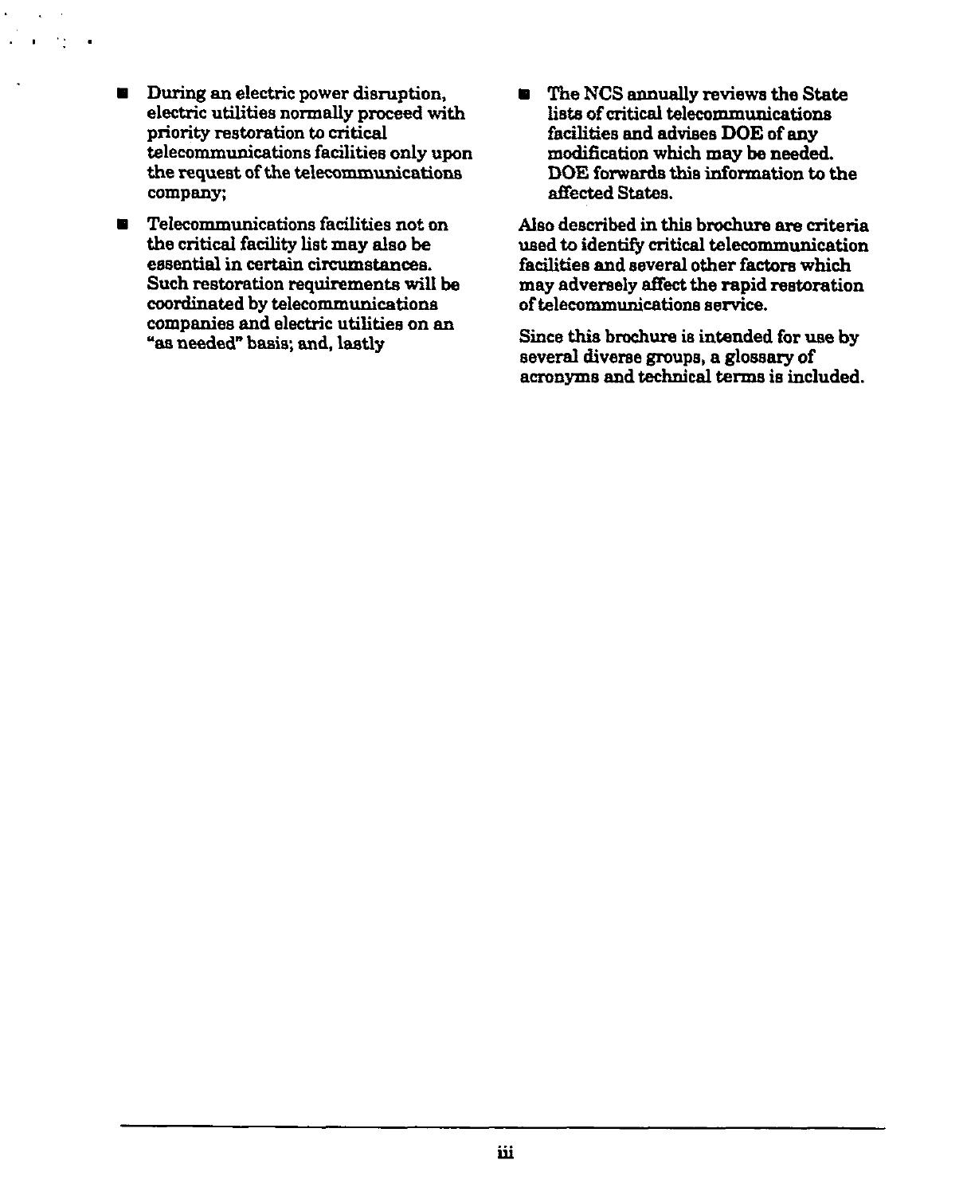- During an electric power disruption, electric utilities normally proceed with priority restoration to critical telecommunications facilities only upon the request of the telecommunications company;
- Telecommunications facilities not on the critical facility list may also be essential in certain circumstances. Such restoration requirements will be coordinated by telecommunications companies and electric utilities on an "as needed" basis; and, lastly
- The NCS annually reviews the State lists of critical telecommunications facilities and advises DOE of any modification which may be needed. DOE forwards this information to the affected States.

Also described in this brochure are criteria used to identify critical telecommunication facilities and several other factors which may adversely affect the rapid restoration of telecommunications service.

Since this brochure is intended for use by several diverse groups, a glossary of acronyms and technical terms is included.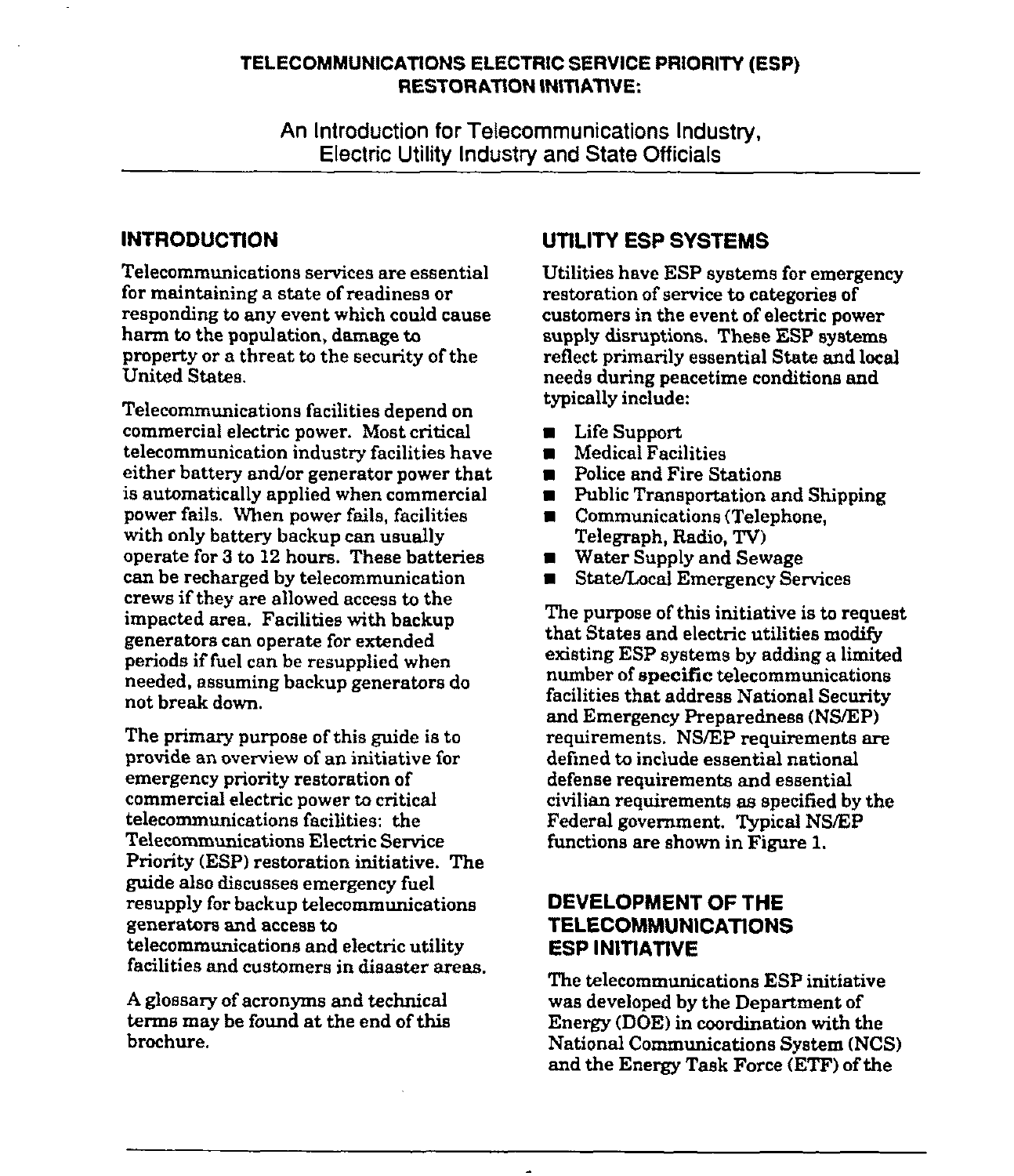# TELECOMMUNICATIONS ELECTRIC SERVICE PRIORITY (ESP) RESTORATION INITIATIVE:

An Introduction for Telecommunications Industry, Electric Utility Industry and State Officials

## INTRODUCTION

Telecommunications services are essential for maintaining a state of readiness or responding to any event which could cause harm to the population, damage to property or a threat to the security of the United States.

Telecommunications facilities depend on commercial electric power. Most critical telecommunication industry facilities have either battery and/or generator power that is automatically applied when commercial power fails. When power fails, facilities with only battery backup can usually operate for 3 to 12 hours. These batteries can be recharged by telecommunication crews if they are allowed access to the impacted area. Facilities with backup generators can operate for extended periods if fuel can be resupplied when needed, assuming backup generators do not break down.

The primary purpose of this guide is to provide an overview of an initiative for emergency priority restoration of commercial electric power to critical telecommunications facilities: the Telecommunications Electric Service Priority (ESP) restoration initiative. The guide also discusses emergency fuel resupply for backup telecommunications generators and access to telecommunications and electric utility facilities and customers in disaster areas.

A glossary of acronyms and technical terms may be found at the end of this brochure.

## UTILITY ESP SYSTEMS

Utilities have ESP systems for emergency restoration of service to categories of customers in the event of electric power supply disruptions. These ESP systems reflect primarily essential State and local needs during peacetime conditions and typically include:

- Life Support
- Medical Facilities
- Police and Fire Stations
- Public Transportation and Shipping
- Communications (Telephone, Telegraph, Radio, TV)
- Water Supply and Sewage
- State/Local Emergency Services

The purpose of this initiative is to request that States and electric utilities modify existing ESP systems by adding a limited number of **specific** telecommunications facilities that address National Security and Emergency Preparedness (NS/EP) requirements. NS/EP requirements are defined to include essential national defense requirements and essential civilian requirements as specified by the Federal government. Typical NS/EP functions are shown in Figure 1.

## DEVELOPMENT OF THE TELECOMMUNICATIONS ESP INITIATIVE

The telecommunications ESP initiative was developed by the Department of Energy (DOE) in coordination with the National Communications System (NCS) and the Energy Task Force (ETF) of the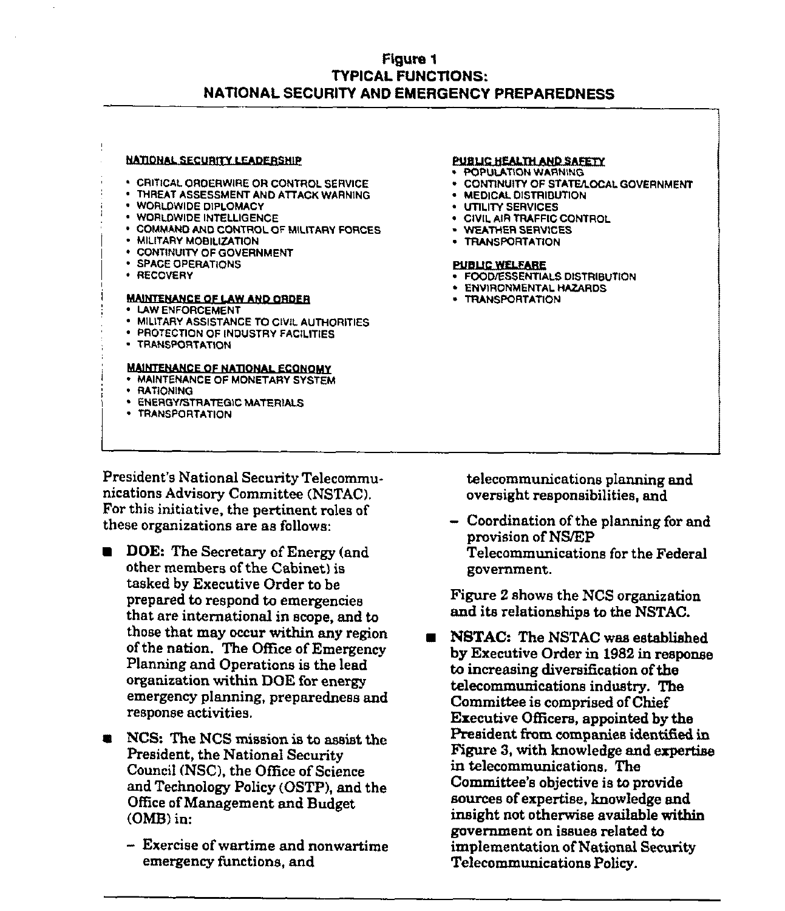**Figure 1**
**TYPICAL FUNCTIONS:**
**NATIONAL SECURITY AND EMERGENCY PREPAREDNESS**

**NATIONAL SECURITY LEADERSHIP**

- CRITICAL ORDERWIRE OR CONTROL SERVICE
- THREAT ASSESSMENT AND ATTACK WARNING
- WORLDWIDE DIPLOMACY
- WORLDWIDE INTELLIGENCE
- COMMAND AND CONTROL OF MILITARY FORCES
- MILITARY MOBILIZATION
- CONTINUITY OF GOVERNMENT
- SPACE OPERATIONS
- RECOVERY

**MAINTENANCE OF LAW AND ORDER**

- LAW ENFORCEMENT
- MILITARY ASSISTANCE TO CIVIL AUTHORITIES
- PROTECTION OF INDUSTRY FACILITIES
- TRANSPORTATION

**MAINTENANCE OF NATIONAL ECONOMY**

- MAINTENANCE OF MONETARY SYSTEM
- RATIONING
- ENERGY/STRATEGIC MATERIALS
- TRANSPORTATION

**PUBLIC HEALTH AND SAFETY**

- POPULATION WARNING
- CONTINUITY OF STATE/LOCAL GOVERNMENT
- MEDICAL DISTRIBUTION
- UTILITY SERVICES
- CIVIL AIR TRAFFIC CONTROL
- WEATHER SERVICES
- TRANSPORTATION

**PUBLIC WELFARE**

- FOOD/ESSENTIALS DISTRIBUTION
- ENVIRONMENTAL HAZARDS
- TRANSPORTATION

President's National Security Telecommunications Advisory Committee (NSTAC). For this initiative, the pertinent roles of these organizations are as follows:

- **DOE:** The Secretary of Energy (and other members of the Cabinet) is tasked by Executive Order to be prepared to respond to emergencies that are international in scope, and to those that may occur within any region of the nation. The Office of Emergency Planning and Operations is the lead organization within DOE for energy emergency planning, preparedness and response activities.

- **NCS:** The NCS mission is to assist the President, the National Security Council (NSC), the Office of Science and Technology Policy (OSTP), and the Office of Management and Budget (OMB) in:
  - Exercise of wartime and nonwartime emergency functions, and telecommunications planning and oversight responsibilities, and
  - Coordination of the planning for and provision of NS/EP Telecommunications for the Federal government.

  Figure 2 shows the NCS organization and its relationships to the NSTAC.

- **NSTAC:** The NSTAC was established by Executive Order in 1982 in response to increasing diversification of the telecommunications industry. The Committee is comprised of Chief Executive Officers, appointed by the President from companies identified in Figure 3, with knowledge and expertise in telecommunications. The Committee's objective is to provide sources of expertise, knowledge and insight not otherwise available within government on issues related to implementation of National Security Telecommunications Policy.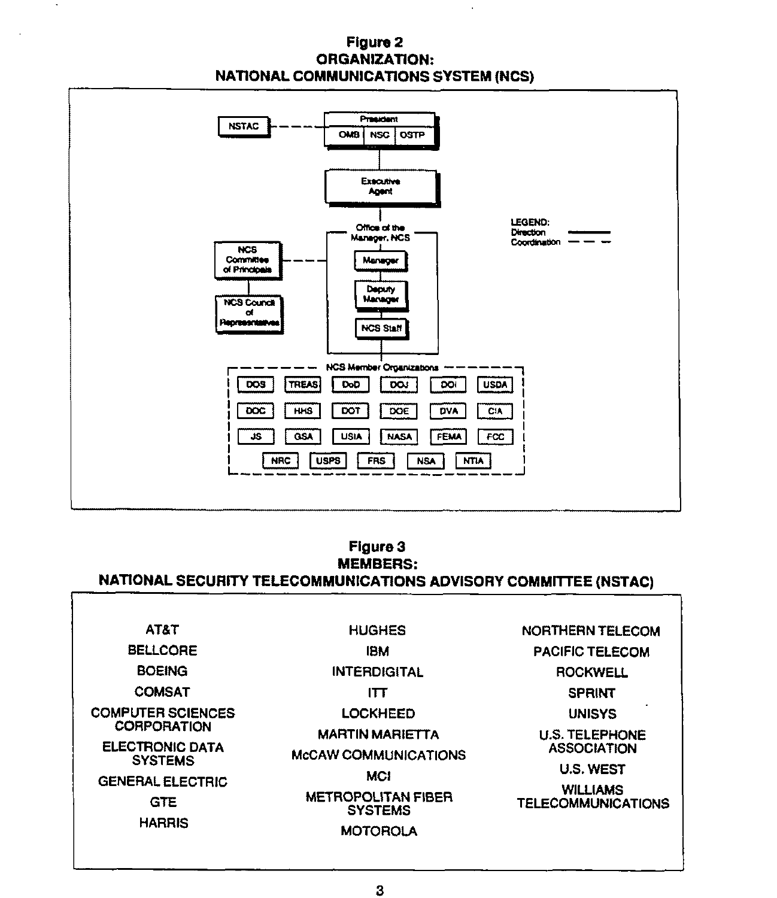## Figure 2
## ORGANIZATION:
## NATIONAL COMMUNICATIONS SYSTEM (NCS)

NSTAC

President

OMB | NSC | OSTP

Executive Agent

Office of the Manager, NCS

Manager

Deputy Manager

NCS Staff

NCS Committee of Principals

NCS Council of Representatives

LEGEND:
Direction ———
Coordination – – –

NCS Member Organizations

| | | | | | |
|---|---|---|---|---|---|
| DOS | TREAS | DoD | DOJ | DOI | USDA |
| DOC | HHS | DOT | DOE | DVA | CIA |
| JS | GSA | USIA | NASA | FEMA | FCC |
| NRC | USPS | FRS | NSA | NTIA | |

## Figure 3
## MEMBERS:
## NATIONAL SECURITY TELECOMMUNICATIONS ADVISORY COMMITTEE (NSTAC)

AT&T
BELLCORE
BOEING
COMSAT
COMPUTER SCIENCES CORPORATION
ELECTRONIC DATA SYSTEMS
GENERAL ELECTRIC
GTE
HARRIS
HUGHES
IBM
INTERDIGITAL
ITT
LOCKHEED
MARTIN MARIETTA
McCAW COMMUNICATIONS
MCI
METROPOLITAN FIBER SYSTEMS
MOTOROLA
NORTHERN TELECOM
PACIFIC TELECOM
ROCKWELL
SPRINT
UNISYS
U.S. TELEPHONE ASSOCIATION
U.S. WEST
WILLIAMS TELECOMMUNICATIONS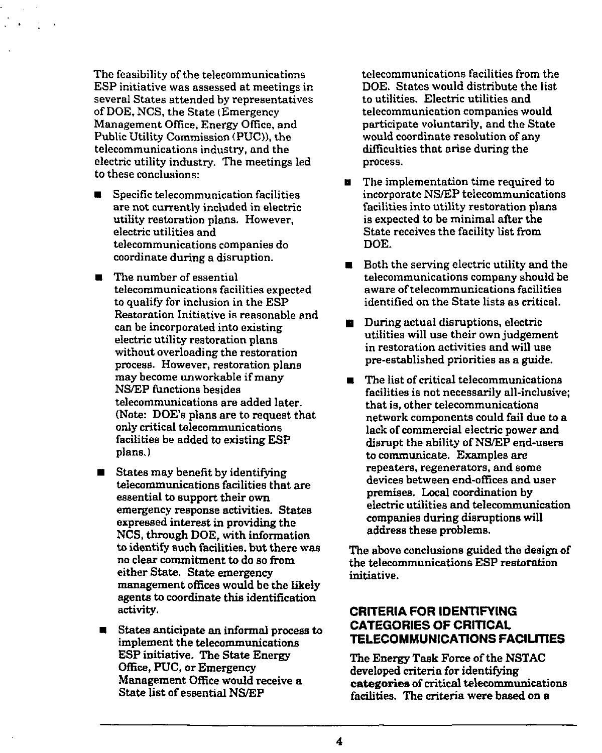The feasibility of the telecommunications ESP initiative was assessed at meetings in several States attended by representatives of DOE, NCS, the State (Emergency Management Office, Energy Office, and Public Utility Commission (PUC)), the telecommunications industry, and the electric utility industry. The meetings led to these conclusions:

- Specific telecommunication facilities are not currently included in electric utility restoration plans. However, electric utilities and telecommunications companies do coordinate during a disruption.
- The number of essential telecommunications facilities expected to qualify for inclusion in the ESP Restoration Initiative is reasonable and can be incorporated into existing electric utility restoration plans without overloading the restoration process. However, restoration plans may become unworkable if many NS/EP functions besides telecommunications are added later. (Note: DOE's plans are to request that only critical telecommunications facilities be added to existing ESP plans.)
- States may benefit by identifying telecommunications facilities that are essential to support their own emergency response activities. States expressed interest in providing the NCS, through DOE, with information to identify such facilities, but there was no clear commitment to do so from either State. State emergency management offices would be the likely agents to coordinate this identification activity.
- States anticipate an informal process to implement the telecommunications ESP initiative. The State Energy Office, PUC, or Emergency Management Office would receive a State list of essential NS/EP telecommunications facilities from the DOE. States would distribute the list to utilities. Electric utilities and telecommunication companies would participate voluntarily, and the State would coordinate resolution of any difficulties that arise during the process.
- The implementation time required to incorporate NS/EP telecommunications facilities into utility restoration plans is expected to be minimal after the State receives the facility list from DOE.
- Both the serving electric utility and the telecommunications company should be aware of telecommunications facilities identified on the State lists as critical.
- During actual disruptions, electric utilities will use their own judgement in restoration activities and will use pre-established priorities as a guide.
- The list of critical telecommunications facilities is not necessarily all-inclusive; that is, other telecommunications network components could fail due to a lack of commercial electric power and disrupt the ability of NS/EP end-users to communicate. Examples are repeaters, regenerators, and some devices between end-offices and user premises. Local coordination by electric utilities and telecommunication companies during disruptions will address these problems.

The above conclusions guided the design of the telecommunications ESP restoration initiative.

## CRITERIA FOR IDENTIFYING CATEGORIES OF CRITICAL TELECOMMUNICATIONS FACILITIES

The Energy Task Force of the NSTAC developed criteria for identifying **categories** of critical telecommunications facilities. The criteria were based on a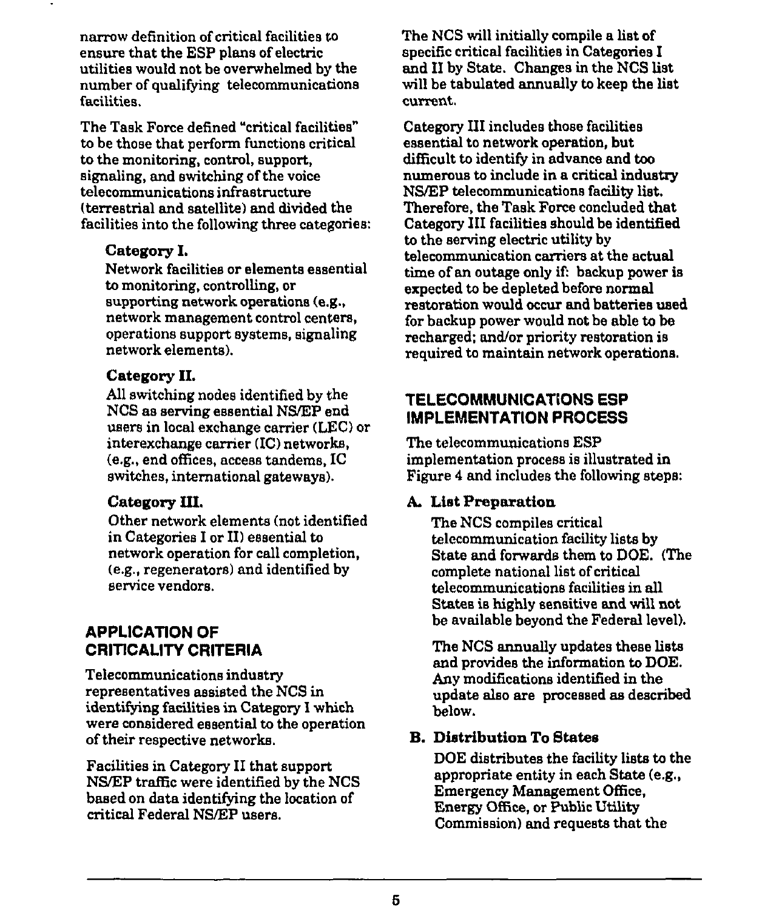narrow definition of critical facilities to ensure that the ESP plans of electric utilities would not be overwhelmed by the number of qualifying telecommunications facilities.

The Task Force defined "critical facilities" to be those that perform functions critical to the monitoring, control, support, signaling, and switching of the voice telecommunications infrastructure (terrestrial and satellite) and divided the facilities into the following three categories:

**Category I.**
Network facilities or elements essential to monitoring, controlling, or supporting network operations (e.g., network management control centers, operations support systems, signaling network elements).

**Category II.**
All switching nodes identified by the NCS as serving essential NS/EP end users in local exchange carrier (LEC) or interexchange carrier (IC) networks, (e.g., end offices, access tandems, IC switches, international gateways).

**Category III.**
Other network elements (not identified in Categories I or II) essential to network operation for call completion, (e.g., regenerators) and identified by service vendors.

## APPLICATION OF CRITICALITY CRITERIA

Telecommunications industry representatives assisted the NCS in identifying facilities in Category I which were considered essential to the operation of their respective networks.

Facilities in Category II that support NS/EP traffic were identified by the NCS based on data identifying the location of critical Federal NS/EP users.

The NCS will initially compile a list of specific critical facilities in Categories I and II by State. Changes in the NCS list will be tabulated annually to keep the list current.

Category III includes those facilities essential to network operation, but difficult to identify in advance and too numerous to include in a critical industry NS/EP telecommunications facility list. Therefore, the Task Force concluded that Category III facilities should be identified to the serving electric utility by telecommunication carriers at the actual time of an outage only if: backup power is expected to be depleted before normal restoration would occur and batteries used for backup power would not be able to be recharged; and/or priority restoration is required to maintain network operations.

## TELECOMMUNICATIONS ESP IMPLEMENTATION PROCESS

The telecommunications ESP implementation process is illustrated in Figure 4 and includes the following steps:

**A. List Preparation**

The NCS compiles critical telecommunication facility lists by State and forwards them to DOE. (The complete national list of critical telecommunications facilities in all States is highly sensitive and will not be available beyond the Federal level).

The NCS annually updates these lists and provides the information to DOE. Any modifications identified in the update also are processed as described below.

**B. Distribution To States**

DOE distributes the facility lists to the appropriate entity in each State (e.g., Emergency Management Office, Energy Office, or Public Utility Commission) and requests that the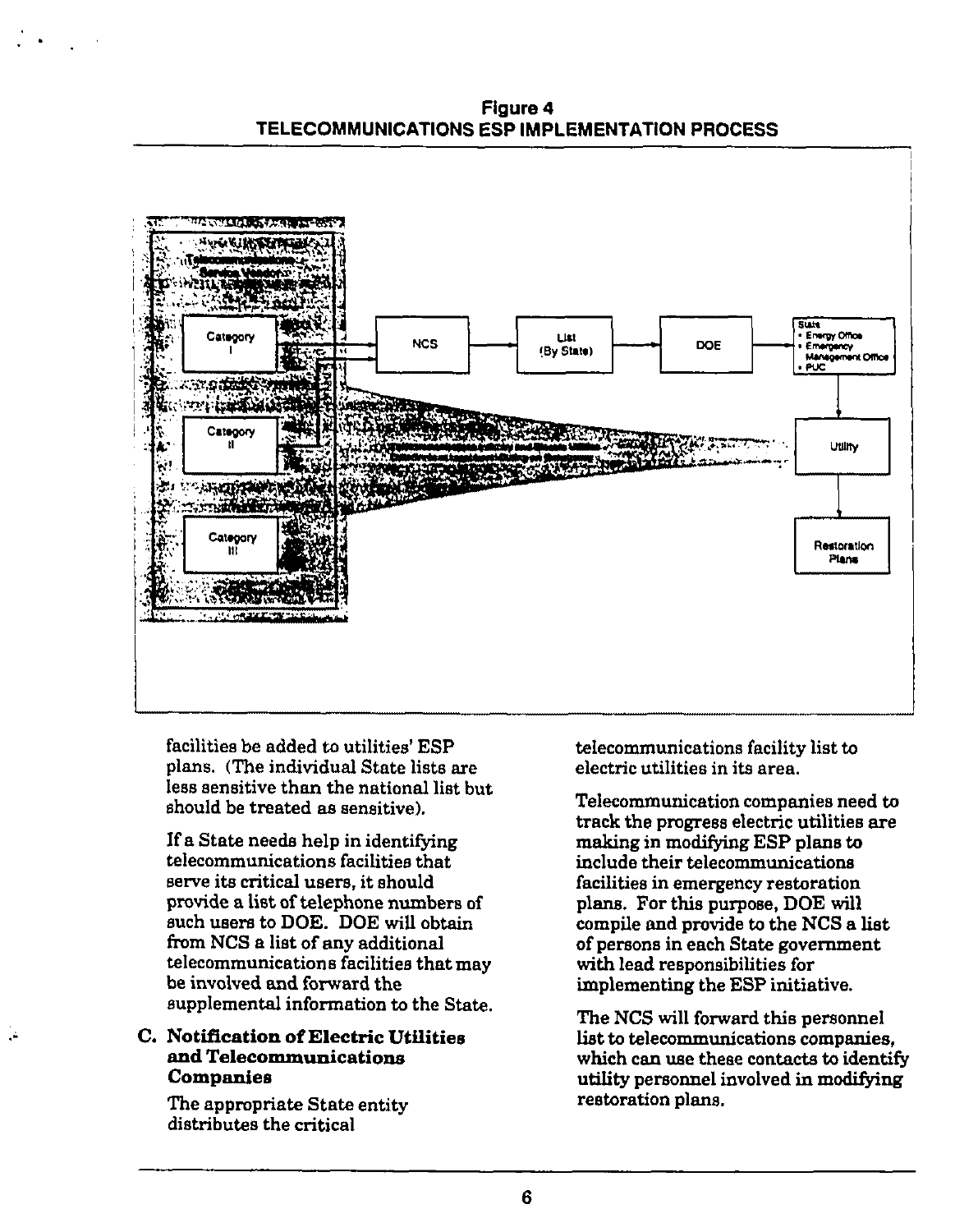**Figure 4**
**TELECOMMUNICATIONS ESP IMPLEMENTATION PROCESS**

Category I → NCS → List (By State) → DOE → State • Energy Office • Emergency Management Office • PUC → Utility → Restoration Plans

Category II

Category III

facilities be added to utilities' ESP plans. (The individual State lists are less sensitive than the national list but should be treated as sensitive).

If a State needs help in identifying telecommunications facilities that serve its critical users, it should provide a list of telephone numbers of such users to DOE. DOE will obtain from NCS a list of any additional telecommunications facilities that may be involved and forward the supplemental information to the State.

### C. Notification of Electric Utilities and Telecommunications Companies

The appropriate State entity distributes the critical telecommunications facility list to electric utilities in its area.

Telecommunication companies need to track the progress electric utilities are making in modifying ESP plans to include their telecommunications facilities in emergency restoration plans. For this purpose, DOE will compile and provide to the NCS a list of persons in each State government with lead responsibilities for implementing the ESP initiative.

The NCS will forward this personnel list to telecommunications companies, which can use these contacts to identify utility personnel involved in modifying restoration plans.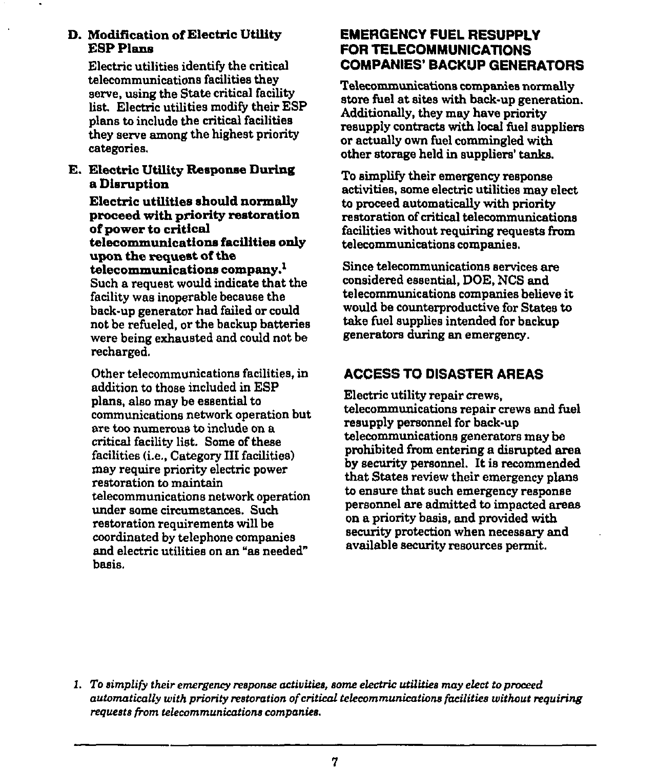**D. Modification of Electric Utility ESP Plans**

Electric utilities identify the critical telecommunications facilities they serve, using the State critical facility list. Electric utilities modify their ESP plans to include the critical facilities they serve among the highest priority categories.

**E. Electric Utility Response During a Disruption**

**Electric utilities should normally proceed with priority restoration of power to critical telecommunications facilities only upon the request of the telecommunications company.**[1] Such a request would indicate that the facility was inoperable because the back-up generator had failed or could not be refueled, or the backup batteries were being exhausted and could not be recharged.

Other telecommunications facilities, in addition to those included in ESP plans, also may be essential to communications network operation but are too numerous to include on a critical facility list. Some of these facilities (i.e., Category III facilities) may require priority electric power restoration to maintain telecommunications network operation under some circumstances. Such restoration requirements will be coordinated by telephone companies and electric utilities on an "as needed" basis.

## EMERGENCY FUEL RESUPPLY FOR TELECOMMUNICATIONS COMPANIES' BACKUP GENERATORS

Telecommunications companies normally store fuel at sites with back-up generation. Additionally, they may have priority resupply contracts with local fuel suppliers or actually own fuel commingled with other storage held in suppliers' tanks.

To simplify their emergency response activities, some electric utilities may elect to proceed automatically with priority restoration of critical telecommunications facilities without requiring requests from telecommunications companies.

Since telecommunications services are considered essential, DOE, NCS and telecommunications companies believe it would be counterproductive for States to take fuel supplies intended for backup generators during an emergency.

## ACCESS TO DISASTER AREAS

Electric utility repair crews, telecommunications repair crews and fuel resupply personnel for back-up telecommunications generators may be prohibited from entering a disrupted area by security personnel. It is recommended that States review their emergency plans to ensure that such emergency response personnel are admitted to impacted areas on a priority basis, and provided with security protection when necessary and available security resources permit.

1. *To simplify their emergency response activities, some electric utilities may elect to proceed automatically with priority restoration of critical telecommunications facilities without requiring requests from telecommunications companies.*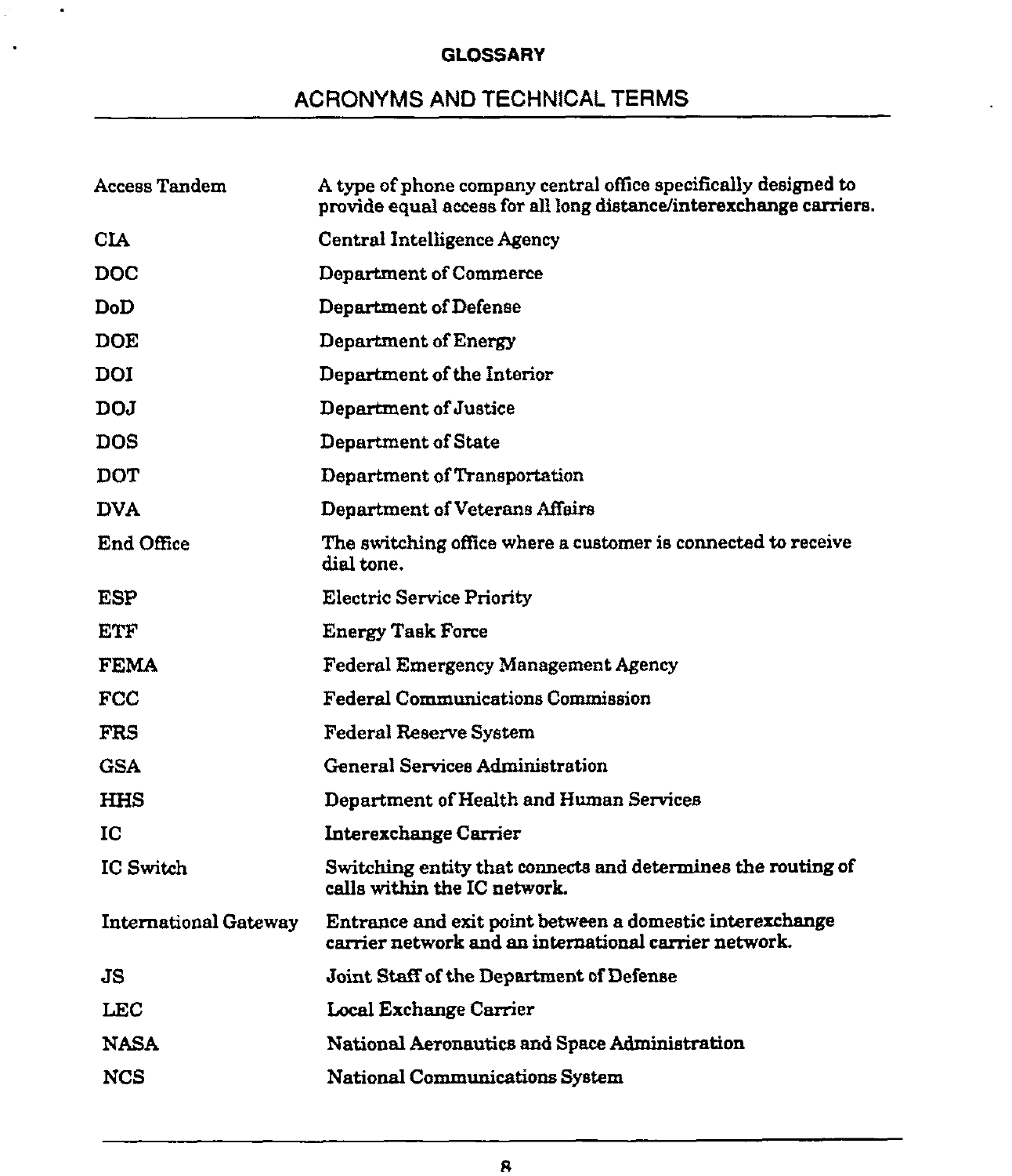# GLOSSARY

## ACRONYMS AND TECHNICAL TERMS

| | |
|---|---|
| Access Tandem | A type of phone company central office specifically designed to provide equal access for all long distance/interexchange carriers. |
| CIA | Central Intelligence Agency |
| DOC | Department of Commerce |
| DoD | Department of Defense |
| DOE | Department of Energy |
| DOI | Department of the Interior |
| DOJ | Department of Justice |
| DOS | Department of State |
| DOT | Department of Transportation |
| DVA | Department of Veterans Affairs |
| End Office | The switching office where a customer is connected to receive dial tone. |
| ESP | Electric Service Priority |
| ETF | Energy Task Force |
| FEMA | Federal Emergency Management Agency |
| FCC | Federal Communications Commission |
| FRS | Federal Reserve System |
| GSA | General Services Administration |
| HHS | Department of Health and Human Services |
| IC | Interexchange Carrier |
| IC Switch | Switching entity that connects and determines the routing of calls within the IC network. |
| International Gateway | Entrance and exit point between a domestic interexchange carrier network and an international carrier network. |
| JS | Joint Staff of the Department of Defense |
| LEC | Local Exchange Carrier |
| NASA | National Aeronautics and Space Administration |
| NCS | National Communications System |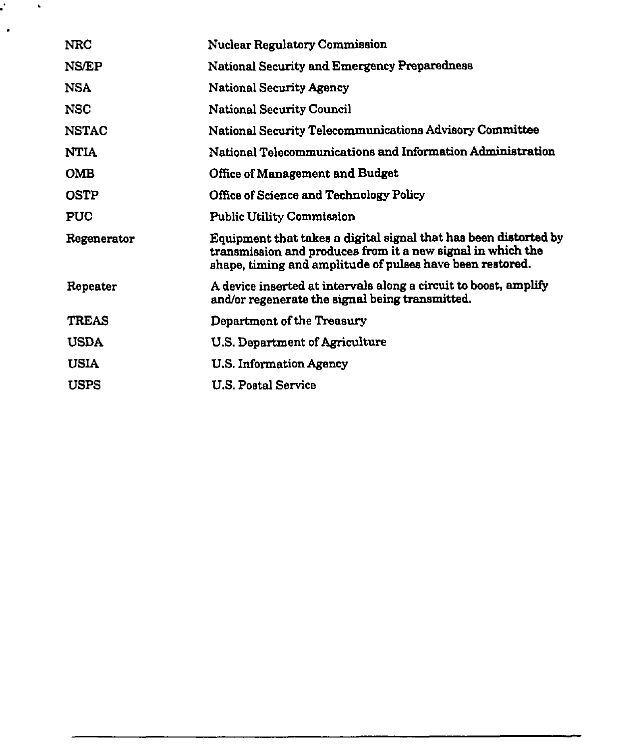| | |
|---|---|
| NRC | Nuclear Regulatory Commission |
| NS/EP | National Security and Emergency Preparedness |
| NSA | National Security Agency |
| NSC | National Security Council |
| NSTAC | National Security Telecommunications Advisory Committee |
| NTIA | National Telecommunications and Information Administration |
| OMB | Office of Management and Budget |
| OSTP | Office of Science and Technology Policy |
| PUC | Public Utility Commission |
| Regenerator | Equipment that takes a digital signal that has been distorted by transmission and produces from it a new signal in which the shape, timing and amplitude of pulses have been restored. |
| Repeater | A device inserted at intervals along a circuit to boost, amplify and/or regenerate the signal being transmitted. |
| TREAS | Department of the Treasury |
| USDA | U.S. Department of Agriculture |
| USIA | U.S. Information Agency |
| USPS | U.S. Postal Service |